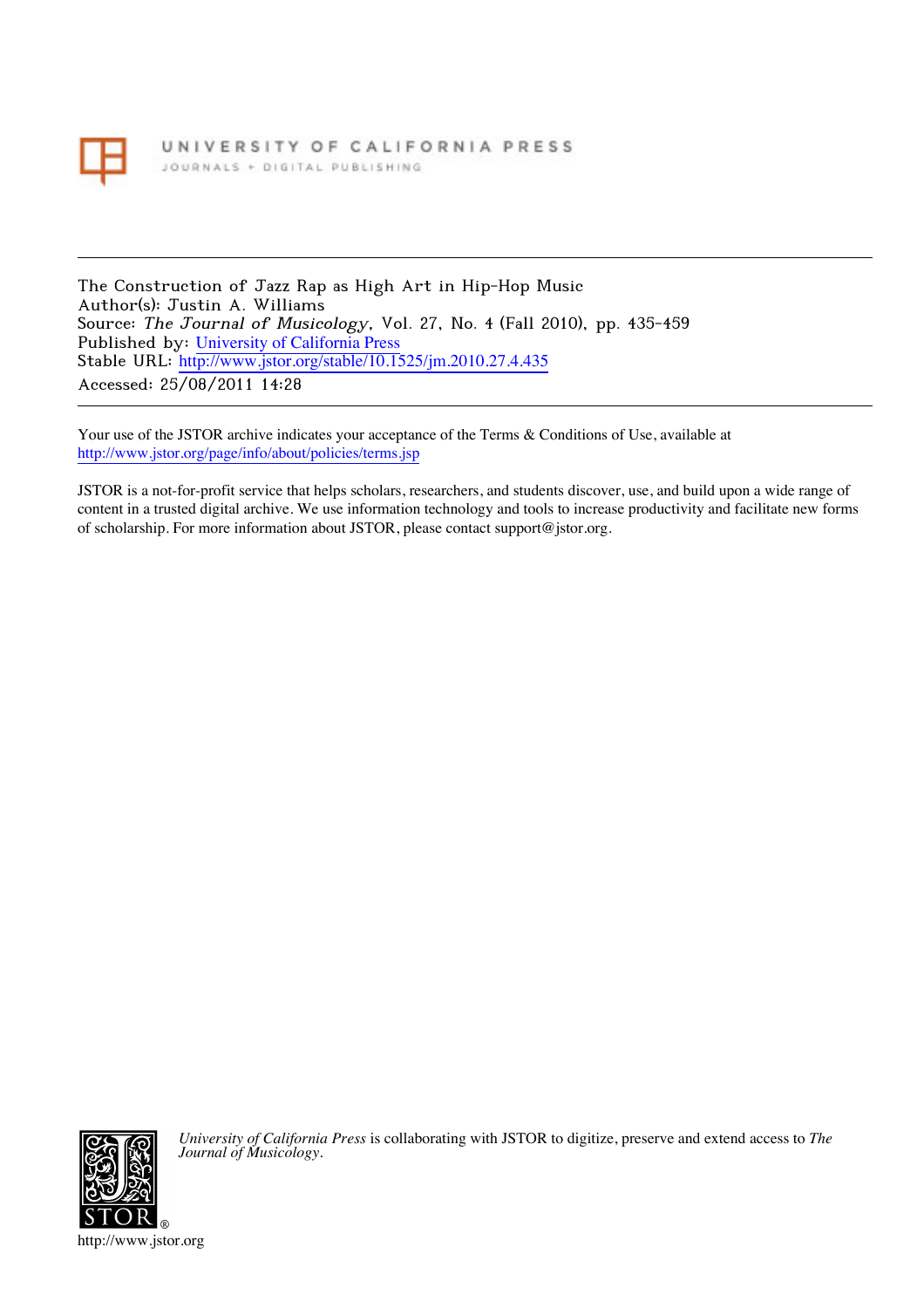UNIVERSITY OF CALIFORNIA PRESS
JOURNALS + DIGITAL PUBLISHING

---

The Construction of Jazz Rap as High Art in Hip-Hop Music
Author(s): Justin A. Williams
Source: *The Journal of Musicology*, Vol. 27, No. 4 (Fall 2010), pp. 435-459
Published by: University of California Press
Stable URL: http://www.jstor.org/stable/10.1525/jm.2010.27.4.435
Accessed: 25/08/2011 14:28

---

Your use of the JSTOR archive indicates your acceptance of the Terms & Conditions of Use, available at
http://www.jstor.org/page/info/about/policies/terms.jsp

JSTOR is a not-for-profit service that helps scholars, researchers, and students discover, use, and build upon a wide range of content in a trusted digital archive. We use information technology and tools to increase productivity and facilitate new forms of scholarship. For more information about JSTOR, please contact support@jstor.org.

*University of California Press* is collaborating with JSTOR to digitize, preserve and extend access to *The Journal of Musicology*.

http://www.jstor.org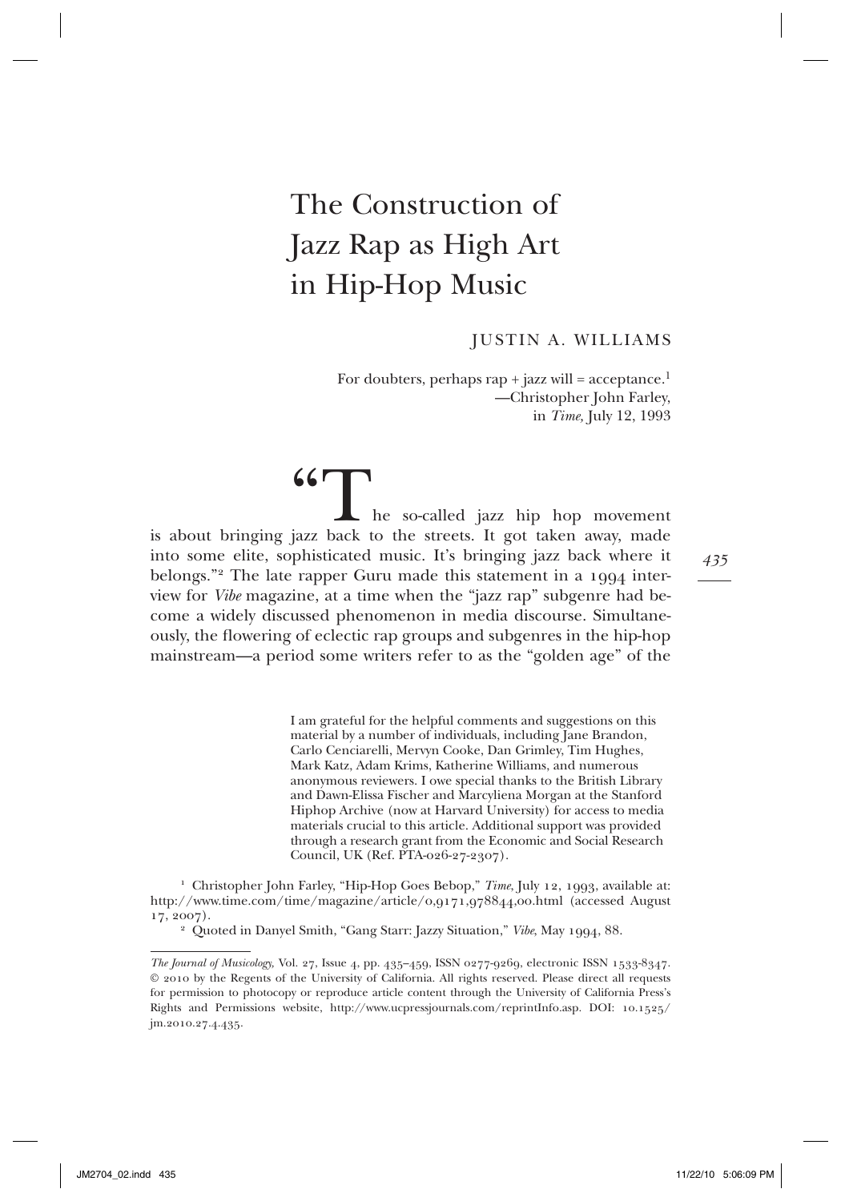# The Construction of Jazz Rap as High Art in Hip-Hop Music

JUSTIN A. WILLIAMS

For doubters, perhaps rap + jazz will = acceptance.[1]
—Christopher John Farley,
in *Time,* July 12, 1993

"The so-called jazz hip hop movement is about bringing jazz back to the streets. It got taken away, made into some elite, sophisticated music. It's bringing jazz back where it belongs."[2] The late rapper Guru made this statement in a 1994 interview for *Vibe* magazine, at a time when the "jazz rap" subgenre had become a widely discussed phenomenon in media discourse. Simultaneously, the flowering of eclectic rap groups and subgenres in the hip-hop mainstream—a period some writers refer to as the "golden age" of the

I am grateful for the helpful comments and suggestions on this material by a number of individuals, including Jane Brandon, Carlo Cenciarelli, Mervyn Cooke, Dan Grimley, Tim Hughes, Mark Katz, Adam Krims, Katherine Williams, and numerous anonymous reviewers. I owe special thanks to the British Library and Dawn-Elissa Fischer and Marcyliena Morgan at the Stanford Hiphop Archive (now at Harvard University) for access to media materials crucial to this article. Additional support was provided through a research grant from the Economic and Social Research Council, UK (Ref. PTA-026-27-2307).

[1] Christopher John Farley, "Hip-Hop Goes Bebop," *Time*, July 12, 1993, available at: http://www.time.com/time/magazine/article/0,9171,978844,00.html (accessed August 17, 2007).

[2] Quoted in Danyel Smith, "Gang Starr: Jazzy Situation," *Vibe*, May 1994, 88.

*The Journal of Musicology*, Vol. 27, Issue 4, pp. 435–459, ISSN 0277-9269, electronic ISSN 1533-8347. © 2010 by the Regents of the University of California. All rights reserved. Please direct all requests for permission to photocopy or reproduce article content through the University of California Press's Rights and Permissions website, http://www.ucpressjournals.com/reprintInfo.asp. DOI: 10.1525/jm.2010.27.4.435.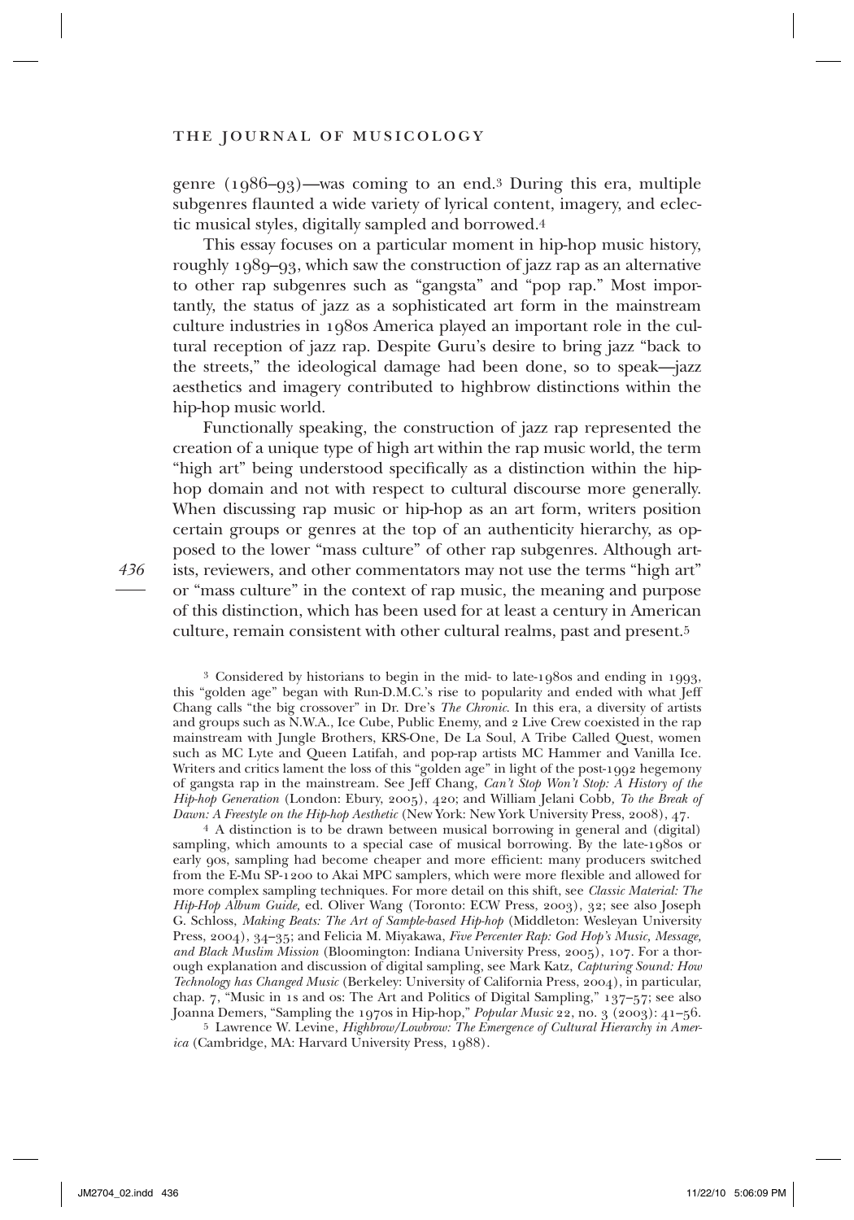genre (1986–93)—was coming to an end.[3] During this era, multiple subgenres flaunted a wide variety of lyrical content, imagery, and eclectic musical styles, digitally sampled and borrowed.[4]

This essay focuses on a particular moment in hip-hop music history, roughly 1989–93, which saw the construction of jazz rap as an alternative to other rap subgenres such as "gangsta" and "pop rap." Most importantly, the status of jazz as a sophisticated art form in the mainstream culture industries in 1980s America played an important role in the cultural reception of jazz rap. Despite Guru's desire to bring jazz "back to the streets," the ideological damage had been done, so to speak—jazz aesthetics and imagery contributed to highbrow distinctions within the hip-hop music world.

Functionally speaking, the construction of jazz rap represented the creation of a unique type of high art within the rap music world, the term "high art" being understood specifically as a distinction within the hip-hop domain and not with respect to cultural discourse more generally. When discussing rap music or hip-hop as an art form, writers position certain groups or genres at the top of an authenticity hierarchy, as opposed to the lower "mass culture" of other rap subgenres. Although artists, reviewers, and other commentators may not use the terms "high art" or "mass culture" in the context of rap music, the meaning and purpose of this distinction, which has been used for at least a century in American culture, remain consistent with other cultural realms, past and present.[5]

[3] Considered by historians to begin in the mid- to late-1980s and ending in 1993, this "golden age" began with Run-D.M.C.'s rise to popularity and ended with what Jeff Chang calls "the big crossover" in Dr. Dre's *The Chronic*. In this era, a diversity of artists and groups such as N.W.A., Ice Cube, Public Enemy, and 2 Live Crew coexisted in the rap mainstream with Jungle Brothers, KRS-One, De La Soul, A Tribe Called Quest, women such as MC Lyte and Queen Latifah, and pop-rap artists MC Hammer and Vanilla Ice. Writers and critics lament the loss of this "golden age" in light of the post-1992 hegemony of gangsta rap in the mainstream. See Jeff Chang, *Can't Stop Won't Stop: A History of the Hip-hop Generation* (London: Ebury, 2005), 420; and William Jelani Cobb, *To the Break of Dawn: A Freestyle on the Hip-hop Aesthetic* (New York: New York University Press, 2008), 47.

[4] A distinction is to be drawn between musical borrowing in general and (digital) sampling, which amounts to a special case of musical borrowing. By the late-1980s or early 90s, sampling had become cheaper and more efficient: many producers switched from the E-Mu SP-1200 to Akai MPC samplers, which were more flexible and allowed for more complex sampling techniques. For more detail on this shift, see *Classic Material: The Hip-Hop Album Guide,* ed. Oliver Wang (Toronto: ECW Press, 2003), 32; see also Joseph G. Schloss, *Making Beats: The Art of Sample-based Hip-hop* (Middleton: Wesleyan University Press, 2004), 34–35; and Felicia M. Miyakawa, *Five Percenter Rap: God Hop's Music, Message, and Black Muslim Mission* (Bloomington: Indiana University Press, 2005), 107. For a thorough explanation and discussion of digital sampling, see Mark Katz, *Capturing Sound: How Technology has Changed Music* (Berkeley: University of California Press, 2004), in particular, chap. 7, "Music in 1s and 0s: The Art and Politics of Digital Sampling," 137–57; see also Joanna Demers, "Sampling the 1970s in Hip-hop," *Popular Music* 22, no. 3 (2003): 41–56.

[5] Lawrence W. Levine, *Highbrow/Lowbrow: The Emergence of Cultural Hierarchy in America* (Cambridge, MA: Harvard University Press, 1988).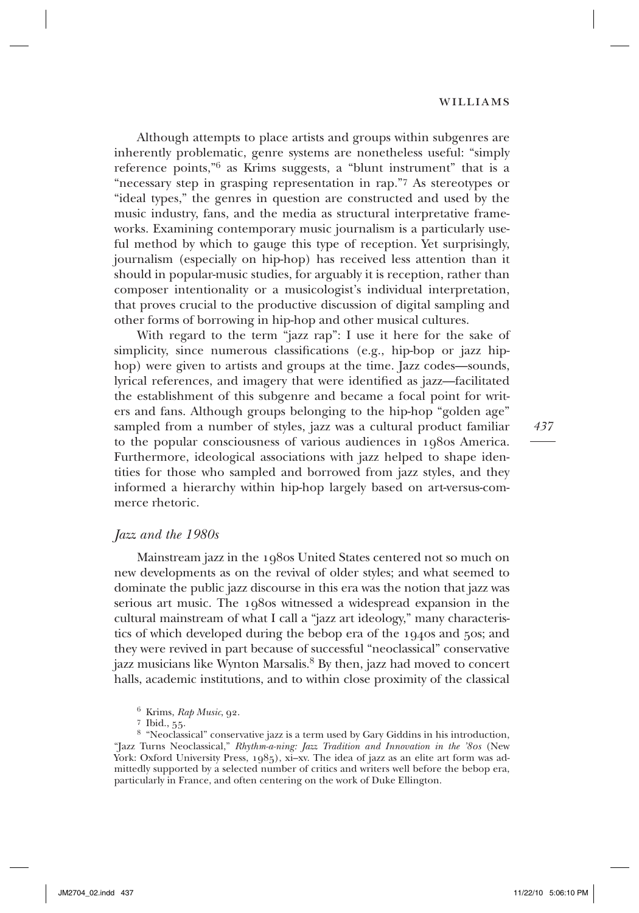Although attempts to place artists and groups within subgenres are inherently problematic, genre systems are nonetheless useful: "simply reference points,"[6] as Krims suggests, a "blunt instrument" that is a "necessary step in grasping representation in rap."[7] As stereotypes or "ideal types," the genres in question are constructed and used by the music industry, fans, and the media as structural interpretative frameworks. Examining contemporary music journalism is a particularly useful method by which to gauge this type of reception. Yet surprisingly, journalism (especially on hip-hop) has received less attention than it should in popular-music studies, for arguably it is reception, rather than composer intentionality or a musicologist's individual interpretation, that proves crucial to the productive discussion of digital sampling and other forms of borrowing in hip-hop and other musical cultures.

With regard to the term "jazz rap": I use it here for the sake of simplicity, since numerous classifications (e.g., hip-bop or jazz hip-hop) were given to artists and groups at the time. Jazz codes—sounds, lyrical references, and imagery that were identified as jazz—facilitated the establishment of this subgenre and became a focal point for writers and fans. Although groups belonging to the hip-hop "golden age" sampled from a number of styles, jazz was a cultural product familiar to the popular consciousness of various audiences in 1980s America. Furthermore, ideological associations with jazz helped to shape identities for those who sampled and borrowed from jazz styles, and they informed a hierarchy within hip-hop largely based on art-versus-commerce rhetoric.

### *Jazz and the 1980s*

Mainstream jazz in the 1980s United States centered not so much on new developments as on the revival of older styles; and what seemed to dominate the public jazz discourse in this era was the notion that jazz was serious art music. The 1980s witnessed a widespread expansion in the cultural mainstream of what I call a "jazz art ideology," many characteristics of which developed during the bebop era of the 1940s and 50s; and they were revived in part because of successful "neoclassical" conservative jazz musicians like Wynton Marsalis.[8] By then, jazz had moved to concert halls, academic institutions, and to within close proximity of the classical

---

[6] Krims, *Rap Music*, 92.

[7] Ibid., 55.

[8] "Neoclassical" conservative jazz is a term used by Gary Giddins in his introduction, "Jazz Turns Neoclassical," *Rhythm-a-ning: Jazz Tradition and Innovation in the '80s* (New York: Oxford University Press, 1985), xi–xv. The idea of jazz as an elite art form was admittedly supported by a selected number of critics and writers well before the bebop era, particularly in France, and often centering on the work of Duke Ellington.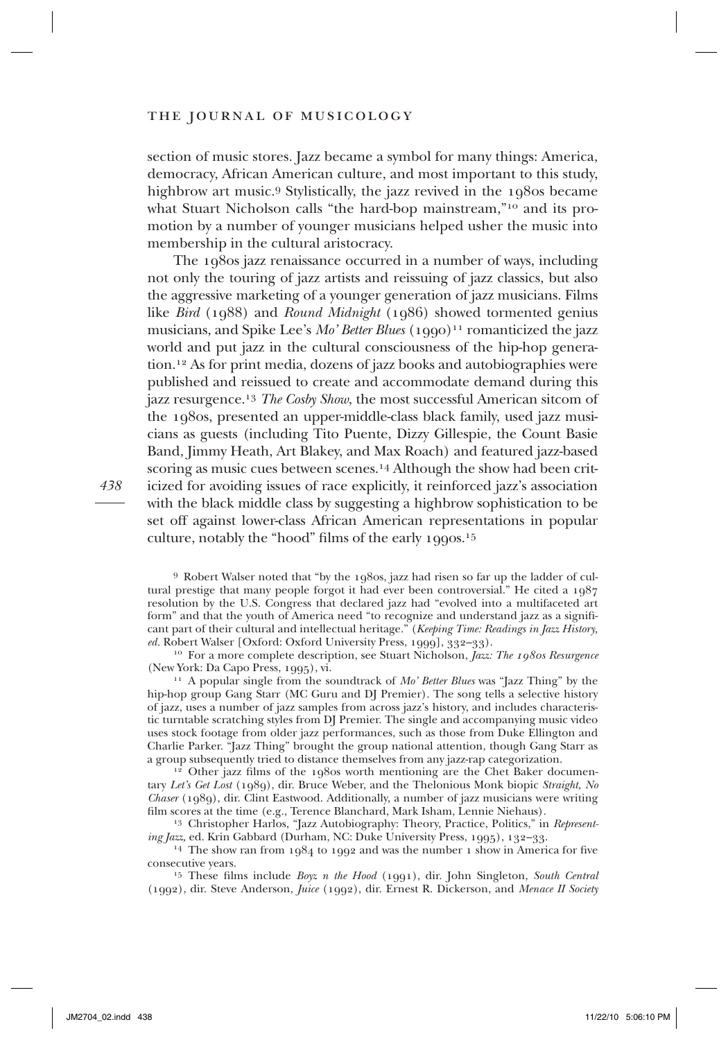section of music stores. Jazz became a symbol for many things: America, democracy, African American culture, and most important to this study, highbrow art music.[9] Stylistically, the jazz revived in the 1980s became what Stuart Nicholson calls "the hard-bop mainstream,"[10] and its promotion by a number of younger musicians helped usher the music into membership in the cultural aristocracy.

The 1980s jazz renaissance occurred in a number of ways, including not only the touring of jazz artists and reissuing of jazz classics, but also the aggressive marketing of a younger generation of jazz musicians. Films like *Bird* (1988) and *Round Midnight* (1986) showed tormented genius musicians, and Spike Lee's *Mo' Better Blues* (1990)[11] romanticized the jazz world and put jazz in the cultural consciousness of the hip-hop generation.[12] As for print media, dozens of jazz books and autobiographies were published and reissued to create and accommodate demand during this jazz resurgence.[13] *The Cosby Show*, the most successful American sitcom of the 1980s, presented an upper-middle-class black family, used jazz musicians as guests (including Tito Puente, Dizzy Gillespie, the Count Basie Band, Jimmy Heath, Art Blakey, and Max Roach) and featured jazz-based scoring as music cues between scenes.[14] Although the show had been criticized for avoiding issues of race explicitly, it reinforced jazz's association with the black middle class by suggesting a highbrow sophistication to be set off against lower-class African American representations in popular culture, notably the "hood" films of the early 1990s.[15]

[9] Robert Walser noted that "by the 1980s, jazz had risen so far up the ladder of cultural prestige that many people forgot it had ever been controversial." He cited a 1987 resolution by the U.S. Congress that declared jazz had "evolved into a multifaceted art form" and that the youth of America need "to recognize and understand jazz as a significant part of their cultural and intellectual heritage." (*Keeping Time: Readings in Jazz History, ed.* Robert Walser [Oxford: Oxford University Press, 1999], 332–33).

[10] For a more complete description, see Stuart Nicholson, *Jazz: The 1980s Resurgence* (New York: Da Capo Press, 1995), vi.

[11] A popular single from the soundtrack of *Mo' Better Blues* was "Jazz Thing" by the hip-hop group Gang Starr (MC Guru and DJ Premier). The song tells a selective history of jazz, uses a number of jazz samples from across jazz's history, and includes characteristic turntable scratching styles from DJ Premier. The single and accompanying music video uses stock footage from older jazz performances, such as those from Duke Ellington and Charlie Parker. "Jazz Thing" brought the group national attention, though Gang Starr as a group subsequently tried to distance themselves from any jazz-rap categorization.

[12] Other jazz films of the 1980s worth mentioning are the Chet Baker documentary *Let's Get Lost* (1989), dir. Bruce Weber, and the Thelonious Monk biopic *Straight, No Chaser* (1989), dir. Clint Eastwood. Additionally, a number of jazz musicians were writing film scores at the time (e.g., Terence Blanchard, Mark Isham, Lennie Niehaus).

[13] Christopher Harlos, "Jazz Autobiography: Theory, Practice, Politics," in *Representing Jazz*, ed. Krin Gabbard (Durham, NC: Duke University Press, 1995), 132–33.

[14] The show ran from 1984 to 1992 and was the number 1 show in America for five consecutive years.

[15] These films include *Boyz n the Hood* (1991), dir. John Singleton, *South Central* (1992), dir. Steve Anderson, *Juice* (1992), dir. Ernest R. Dickerson, and *Menace II Society*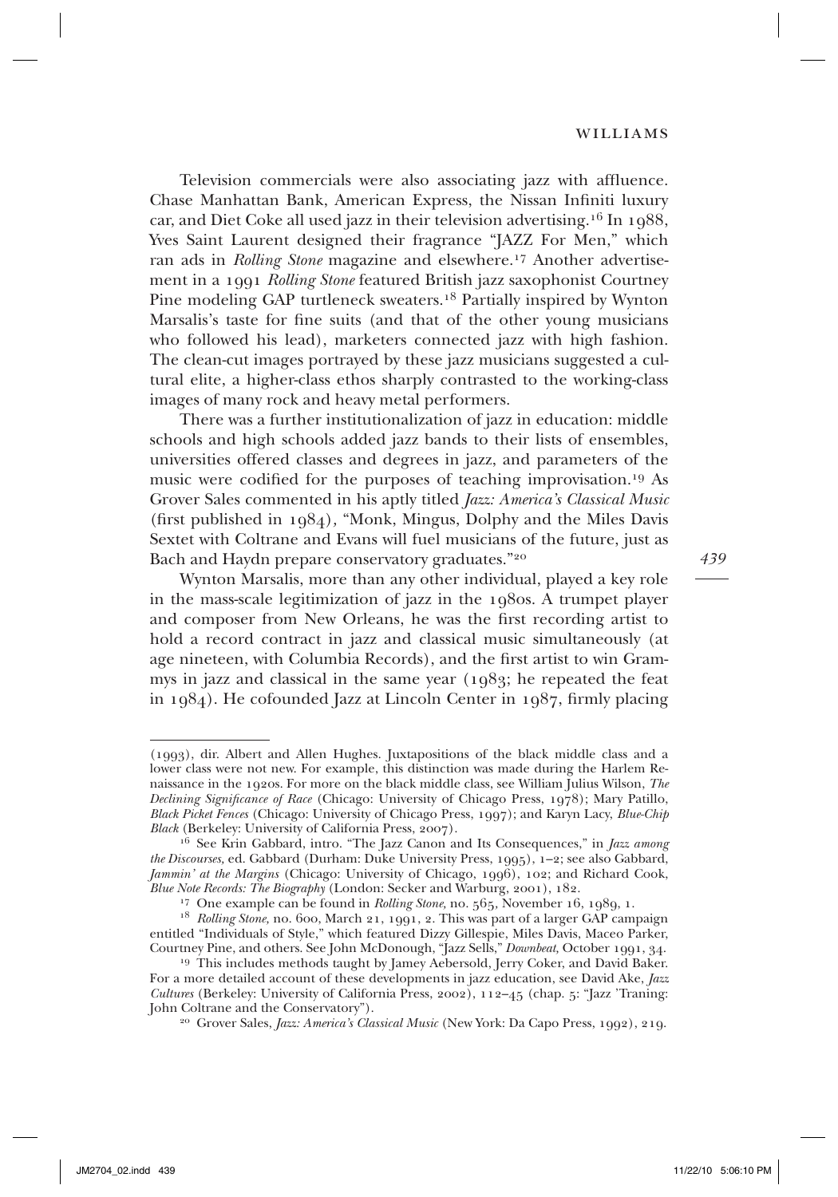Television commercials were also associating jazz with affluence. Chase Manhattan Bank, American Express, the Nissan Infiniti luxury car, and Diet Coke all used jazz in their television advertising.[16] In 1988, Yves Saint Laurent designed their fragrance "JAZZ For Men," which ran ads in *Rolling Stone* magazine and elsewhere.[17] Another advertisement in a 1991 *Rolling Stone* featured British jazz saxophonist Courtney Pine modeling GAP turtleneck sweaters.[18] Partially inspired by Wynton Marsalis's taste for fine suits (and that of the other young musicians who followed his lead), marketers connected jazz with high fashion. The clean-cut images portrayed by these jazz musicians suggested a cultural elite, a higher-class ethos sharply contrasted to the working-class images of many rock and heavy metal performers.

There was a further institutionalization of jazz in education: middle schools and high schools added jazz bands to their lists of ensembles, universities offered classes and degrees in jazz, and parameters of the music were codified for the purposes of teaching improvisation.[19] As Grover Sales commented in his aptly titled *Jazz: America's Classical Music* (first published in 1984), "Monk, Mingus, Dolphy and the Miles Davis Sextet with Coltrane and Evans will fuel musicians of the future, just as Bach and Haydn prepare conservatory graduates."[20]

Wynton Marsalis, more than any other individual, played a key role in the mass-scale legitimization of jazz in the 1980s. A trumpet player and composer from New Orleans, he was the first recording artist to hold a record contract in jazz and classical music simultaneously (at age nineteen, with Columbia Records), and the first artist to win Grammys in jazz and classical in the same year (1983; he repeated the feat in 1984). He cofounded Jazz at Lincoln Center in 1987, firmly placing

---

(1993), dir. Albert and Allen Hughes. Juxtapositions of the black middle class and a lower class were not new. For example, this distinction was made during the Harlem Renaissance in the 1920s. For more on the black middle class, see William Julius Wilson, *The Declining Significance of Race* (Chicago: University of Chicago Press, 1978); Mary Patillo, *Black Picket Fences* (Chicago: University of Chicago Press, 1997); and Karyn Lacy, *Blue-Chip Black* (Berkeley: University of California Press, 2007).

[16] See Krin Gabbard, intro. "The Jazz Canon and Its Consequences," in *Jazz among the Discourses,* ed. Gabbard (Durham: Duke University Press, 1995), 1–2; see also Gabbard, *Jammin' at the Margins* (Chicago: University of Chicago, 1996), 102; and Richard Cook, *Blue Note Records: The Biography* (London: Secker and Warburg, 2001), 182.

[17] One example can be found in *Rolling Stone,* no. 565, November 16, 1989, 1.

[18] *Rolling Stone,* no. 600, March 21, 1991, 2. This was part of a larger GAP campaign entitled "Individuals of Style," which featured Dizzy Gillespie, Miles Davis, Maceo Parker, Courtney Pine, and others. See John McDonough, "Jazz Sells," *Downbeat,* October 1991, 34.

[19] This includes methods taught by Jamey Aebersold, Jerry Coker, and David Baker. For a more detailed account of these developments in jazz education, see David Ake, *Jazz Cultures* (Berkeley: University of California Press, 2002), 112–45 (chap. 5: "Jazz 'Traning: John Coltrane and the Conservatory").

[20] Grover Sales, *Jazz: America's Classical Music* (New York: Da Capo Press, 1992), 219.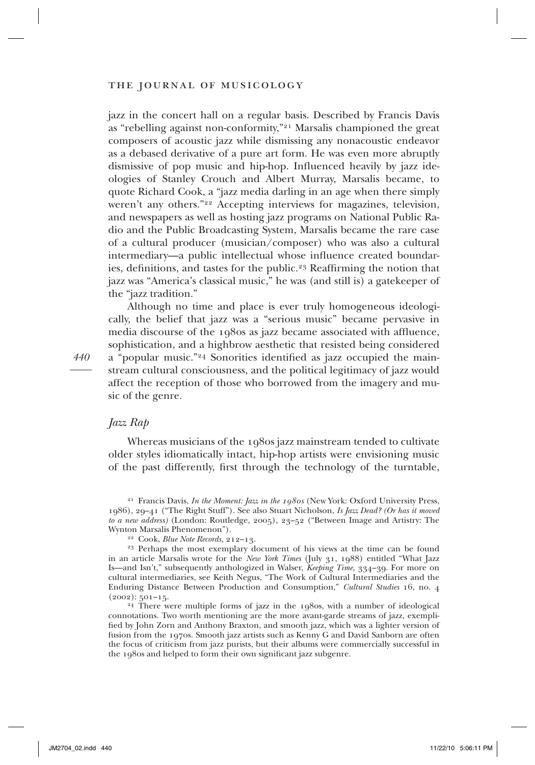jazz in the concert hall on a regular basis. Described by Francis Davis as "rebelling against non-conformity,"[21] Marsalis championed the great composers of acoustic jazz while dismissing any nonacoustic endeavor as a debased derivative of a pure art form. He was even more abruptly dismissive of pop music and hip-hop. Influenced heavily by jazz ideologies of Stanley Crouch and Albert Murray, Marsalis became, to quote Richard Cook, a "jazz media darling in an age when there simply weren't any others."[22] Accepting interviews for magazines, television, and newspapers as well as hosting jazz programs on National Public Radio and the Public Broadcasting System, Marsalis became the rare case of a cultural producer (musician/composer) who was also a cultural intermediary—a public intellectual whose influence created boundaries, definitions, and tastes for the public.[23] Reaffirming the notion that jazz was "America's classical music," he was (and still is) a gatekeeper of the "jazz tradition."

Although no time and place is ever truly homogeneous ideologically, the belief that jazz was a "serious music" became pervasive in media discourse of the 1980s as jazz became associated with affluence, sophistication, and a highbrow aesthetic that resisted being considered a "popular music."[24] Sonorities identified as jazz occupied the mainstream cultural consciousness, and the political legitimacy of jazz would affect the reception of those who borrowed from the imagery and music of the genre.

## *Jazz Rap*

Whereas musicians of the 1980s jazz mainstream tended to cultivate older styles idiomatically intact, hip-hop artists were envisioning music of the past differently, first through the technology of the turntable,

---

[21] Francis Davis, *In the Moment: Jazz in the 1980s* (New York: Oxford University Press, 1986), 29–41 ("The Right Stuff"). See also Stuart Nicholson, *Is Jazz Dead? (Or has it moved to a new address)* (London: Routledge, 2005), 23–52 ("Between Image and Artistry: The Wynton Marsalis Phenomenon").

[22] Cook, *Blue Note Records,* 212–13.

[23] Perhaps the most exemplary document of his views at the time can be found in an article Marsalis wrote for the *New York Times* (July 31, 1988) entitled "What Jazz Is—and Isn't," subsequently anthologized in Walser, *Keeping Time,* 334–39. For more on cultural intermediaries, see Keith Negus, "The Work of Cultural Intermediaries and the Enduring Distance Between Production and Consumption," *Cultural Studies* 16, no. 4 (2002): 501–15.

[24] There were multiple forms of jazz in the 1980s, with a number of ideological connotations. Two worth mentioning are the more avant-garde streams of jazz, exemplified by John Zorn and Anthony Braxton, and smooth jazz, which was a lighter version of fusion from the 1970s. Smooth jazz artists such as Kenny G and David Sanborn are often the focus of criticism from jazz purists, but their albums were commercially successful in the 1980s and helped to form their own significant jazz subgenre.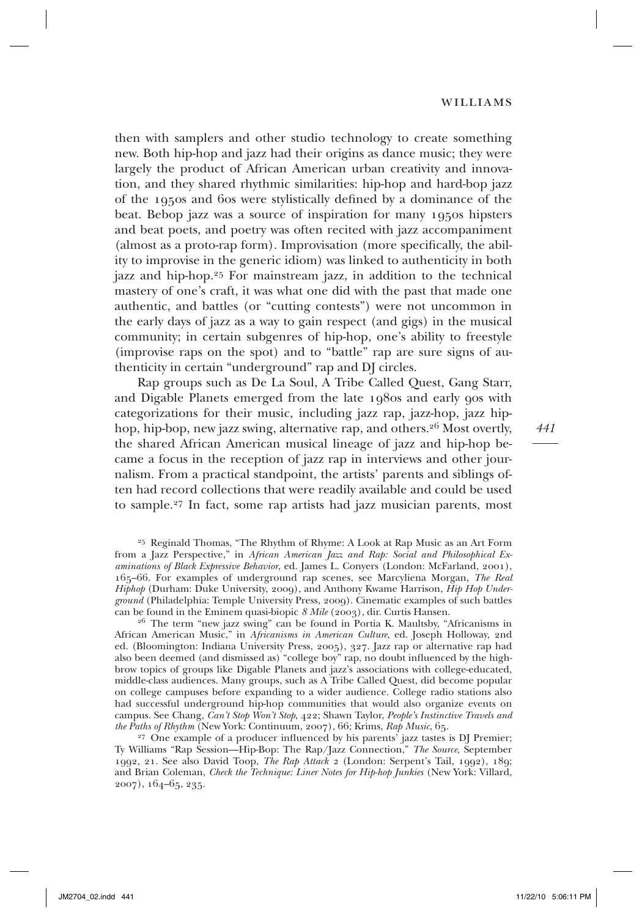then with samplers and other studio technology to create something new. Both hip-hop and jazz had their origins as dance music; they were largely the product of African American urban creativity and innovation, and they shared rhythmic similarities: hip-hop and hard-bop jazz of the 1950s and 60s were stylistically defined by a dominance of the beat. Bebop jazz was a source of inspiration for many 1950s hipsters and beat poets, and poetry was often recited with jazz accompaniment (almost as a proto-rap form). Improvisation (more specifically, the ability to improvise in the generic idiom) was linked to authenticity in both jazz and hip-hop.[25] For mainstream jazz, in addition to the technical mastery of one's craft, it was what one did with the past that made one authentic, and battles (or "cutting contests") were not uncommon in the early days of jazz as a way to gain respect (and gigs) in the musical community; in certain subgenres of hip-hop, one's ability to freestyle (improvise raps on the spot) and to "battle" rap are sure signs of authenticity in certain "underground" rap and DJ circles.

Rap groups such as De La Soul, A Tribe Called Quest, Gang Starr, and Digable Planets emerged from the late 1980s and early 90s with categorizations for their music, including jazz rap, jazz-hop, jazz hip-hop, hip-bop, new jazz swing, alternative rap, and others.[26] Most overtly, the shared African American musical lineage of jazz and hip-hop became a focus in the reception of jazz rap in interviews and other journalism. From a practical standpoint, the artists' parents and siblings often had record collections that were readily available and could be used to sample.[27] In fact, some rap artists had jazz musician parents, most

[25] Reginald Thomas, "The Rhythm of Rhyme: A Look at Rap Music as an Art Form from a Jazz Perspective," in *African American Jazz and Rap: Social and Philosophical Examinations of Black Expressive Behavior*, ed. James L. Conyers (London: McFarland, 2001), 165–66. For examples of underground rap scenes, see Marcyliena Morgan, *The Real Hiphop* (Durham: Duke University, 2009), and Anthony Kwame Harrison, *Hip Hop Underground* (Philadelphia: Temple University Press, 2009). Cinematic examples of such battles can be found in the Eminem quasi-biopic *8 Mile* (2003), dir. Curtis Hansen.

[26] The term "new jazz swing" can be found in Portia K. Maultsby, "Africanisms in African American Music," in *Africanisms in American Culture*, ed. Joseph Holloway, 2nd ed. (Bloomington: Indiana University Press, 2005), 327. Jazz rap or alternative rap had also been deemed (and dismissed as) "college boy" rap, no doubt influenced by the highbrow topics of groups like Digable Planets and jazz's associations with college-educated, middle-class audiences. Many groups, such as A Tribe Called Quest, did become popular on college campuses before expanding to a wider audience. College radio stations also had successful underground hip-hop communities that would also organize events on campus. See Chang, *Can't Stop Won't Stop*, 422; Shawn Taylor, *People's Instinctive Travels and the Paths of Rhythm* (New York: Continuum, 2007), 66; Krims, *Rap Music*, 65.

[27] One example of a producer influenced by his parents' jazz tastes is DJ Premier; Ty Williams "Rap Session—Hip-Bop: The Rap/Jazz Connection," *The Source*, September 1992, 21. See also David Toop, *The Rap Attack 2* (London: Serpent's Tail, 1992), 189; and Brian Coleman, *Check the Technique: Liner Notes for Hip-hop Junkies* (New York: Villard, 2007), 164–65, 235.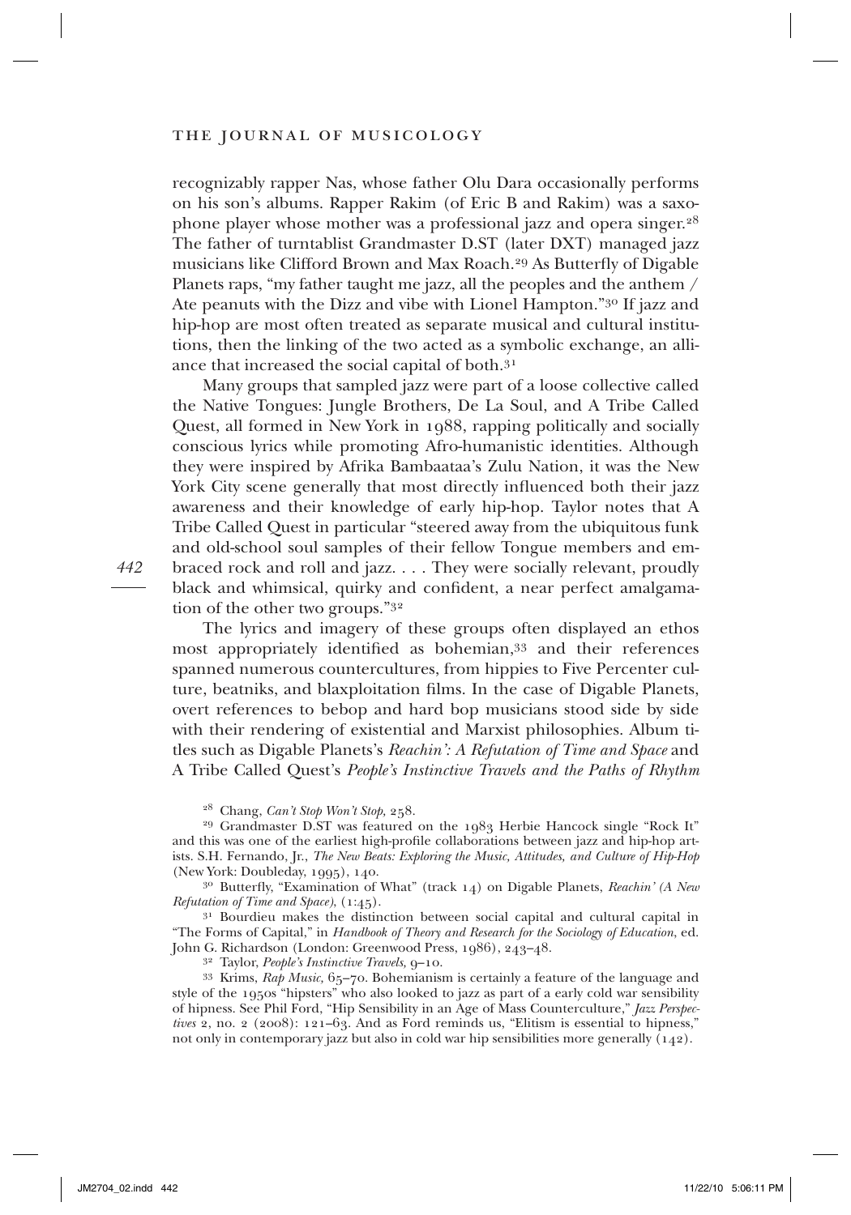recognizably rapper Nas, whose father Olu Dara occasionally performs on his son's albums. Rapper Rakim (of Eric B and Rakim) was a saxophone player whose mother was a professional jazz and opera singer.[28] The father of turntablist Grandmaster D.ST (later DXT) managed jazz musicians like Clifford Brown and Max Roach.[29] As Butterfly of Digable Planets raps, "my father taught me jazz, all the peoples and the anthem / Ate peanuts with the Dizz and vibe with Lionel Hampton."[30] If jazz and hip-hop are most often treated as separate musical and cultural institutions, then the linking of the two acted as a symbolic exchange, an alliance that increased the social capital of both.[31]

Many groups that sampled jazz were part of a loose collective called the Native Tongues: Jungle Brothers, De La Soul, and A Tribe Called Quest, all formed in New York in 1988, rapping politically and socially conscious lyrics while promoting Afro-humanistic identities. Although they were inspired by Afrika Bambaataa's Zulu Nation, it was the New York City scene generally that most directly influenced both their jazz awareness and their knowledge of early hip-hop. Taylor notes that A Tribe Called Quest in particular "steered away from the ubiquitous funk and old-school soul samples of their fellow Tongue members and embraced rock and roll and jazz. . . . They were socially relevant, proudly black and whimsical, quirky and confident, a near perfect amalgamation of the other two groups."[32]

The lyrics and imagery of these groups often displayed an ethos most appropriately identified as bohemian,[33] and their references spanned numerous countercultures, from hippies to Five Percenter culture, beatniks, and blaxploitation films. In the case of Digable Planets, overt references to bebop and hard bop musicians stood side by side with their rendering of existential and Marxist philosophies. Album titles such as Digable Planets's *Reachin': A Refutation of Time and Space* and A Tribe Called Quest's *People's Instinctive Travels and the Paths of Rhythm*

[28] Chang, *Can't Stop Won't Stop*, 258.

[29] Grandmaster D.ST was featured on the 1983 Herbie Hancock single "Rock It" and this was one of the earliest high-profile collaborations between jazz and hip-hop artists. S.H. Fernando, Jr., *The New Beats: Exploring the Music, Attitudes, and Culture of Hip-Hop* (New York: Doubleday, 1995), 140.

[30] Butterfly, "Examination of What" (track 14) on Digable Planets, *Reachin' (A New Refutation of Time and Space)*, (1:45).

[31] Bourdieu makes the distinction between social capital and cultural capital in "The Forms of Capital," in *Handbook of Theory and Research for the Sociology of Education*, ed. John G. Richardson (London: Greenwood Press, 1986), 243–48.

[32] Taylor, *People's Instinctive Travels*, 9–10.

[33] Krims, *Rap Music*, 65–70. Bohemianism is certainly a feature of the language and style of the 1950s "hipsters" who also looked to jazz as part of a early cold war sensibility of hipness. See Phil Ford, "Hip Sensibility in an Age of Mass Counterculture," *Jazz Perspectives* 2, no. 2 (2008): 121–63. And as Ford reminds us, "Elitism is essential to hipness," not only in contemporary jazz but also in cold war hip sensibilities more generally (142).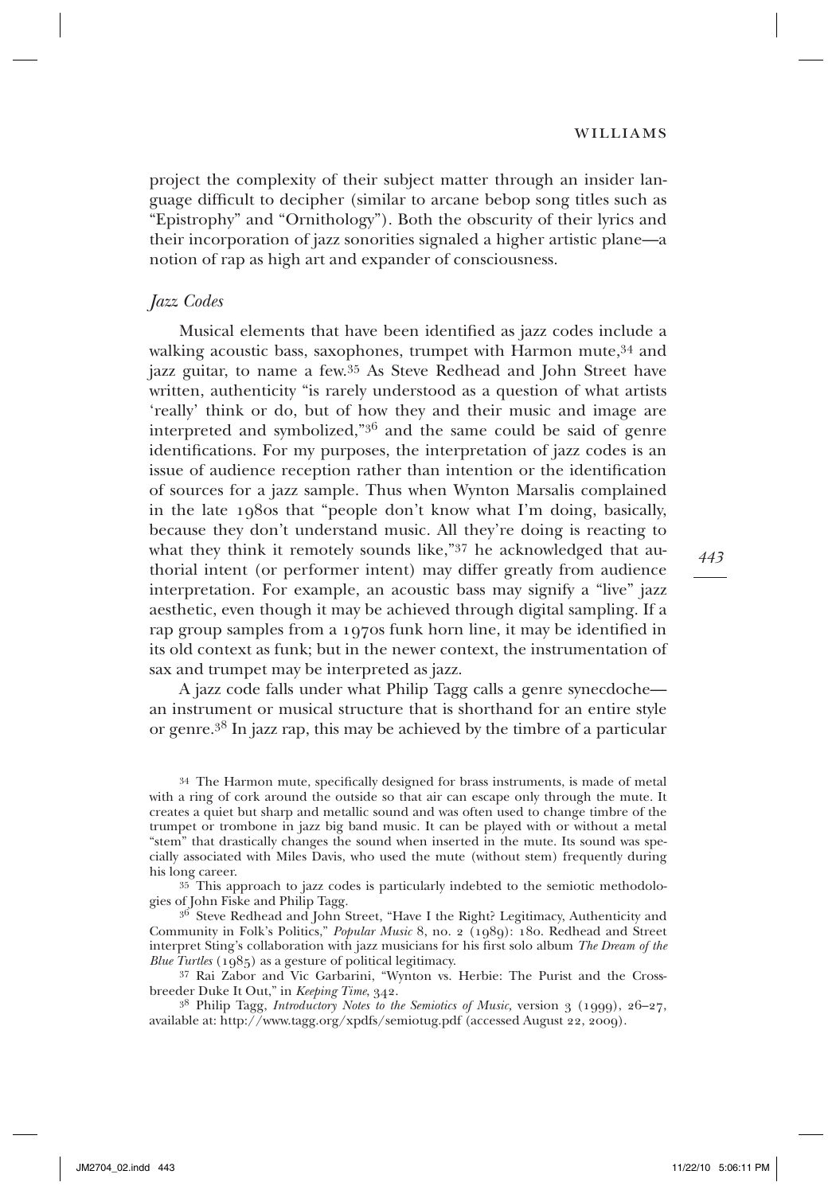project the complexity of their subject matter through an insider language difficult to decipher (similar to arcane bebop song titles such as "Epistrophy" and "Ornithology"). Both the obscurity of their lyrics and their incorporation of jazz sonorities signaled a higher artistic plane—a notion of rap as high art and expander of consciousness.

### *Jazz Codes*

Musical elements that have been identified as jazz codes include a walking acoustic bass, saxophones, trumpet with Harmon mute,[34] and jazz guitar, to name a few.[35] As Steve Redhead and John Street have written, authenticity "is rarely understood as a question of what artists 'really' think or do, but of how they and their music and image are interpreted and symbolized,"[36] and the same could be said of genre identifications. For my purposes, the interpretation of jazz codes is an issue of audience reception rather than intention or the identification of sources for a jazz sample. Thus when Wynton Marsalis complained in the late 1980s that "people don't know what I'm doing, basically, because they don't understand music. All they're doing is reacting to what they think it remotely sounds like,"[37] he acknowledged that authorial intent (or performer intent) may differ greatly from audience interpretation. For example, an acoustic bass may signify a "live" jazz aesthetic, even though it may be achieved through digital sampling. If a rap group samples from a 1970s funk horn line, it may be identified in its old context as funk; but in the newer context, the instrumentation of sax and trumpet may be interpreted as jazz.

A jazz code falls under what Philip Tagg calls a genre synecdoche—an instrument or musical structure that is shorthand for an entire style or genre.[38] In jazz rap, this may be achieved by the timbre of a particular

---

[34] The Harmon mute, specifically designed for brass instruments, is made of metal with a ring of cork around the outside so that air can escape only through the mute. It creates a quiet but sharp and metallic sound and was often used to change timbre of the trumpet or trombone in jazz big band music. It can be played with or without a metal "stem" that drastically changes the sound when inserted in the mute. Its sound was specially associated with Miles Davis, who used the mute (without stem) frequently during his long career.

[35] This approach to jazz codes is particularly indebted to the semiotic methodologies of John Fiske and Philip Tagg.

[36] Steve Redhead and John Street, "Have I the Right? Legitimacy, Authenticity and Community in Folk's Politics," *Popular Music* 8, no. 2 (1989): 180. Redhead and Street interpret Sting's collaboration with jazz musicians for his first solo album *The Dream of the Blue Turtles* (1985) as a gesture of political legitimacy.

[37] Rai Zabor and Vic Garbarini, "Wynton vs. Herbie: The Purist and the Crossbreeder Duke It Out," in *Keeping Time*, 342.

[38] Philip Tagg, *Introductory Notes to the Semiotics of Music,* version 3 (1999), 26–27, available at: http://www.tagg.org/xpdfs/semiotug.pdf (accessed August 22, 2009).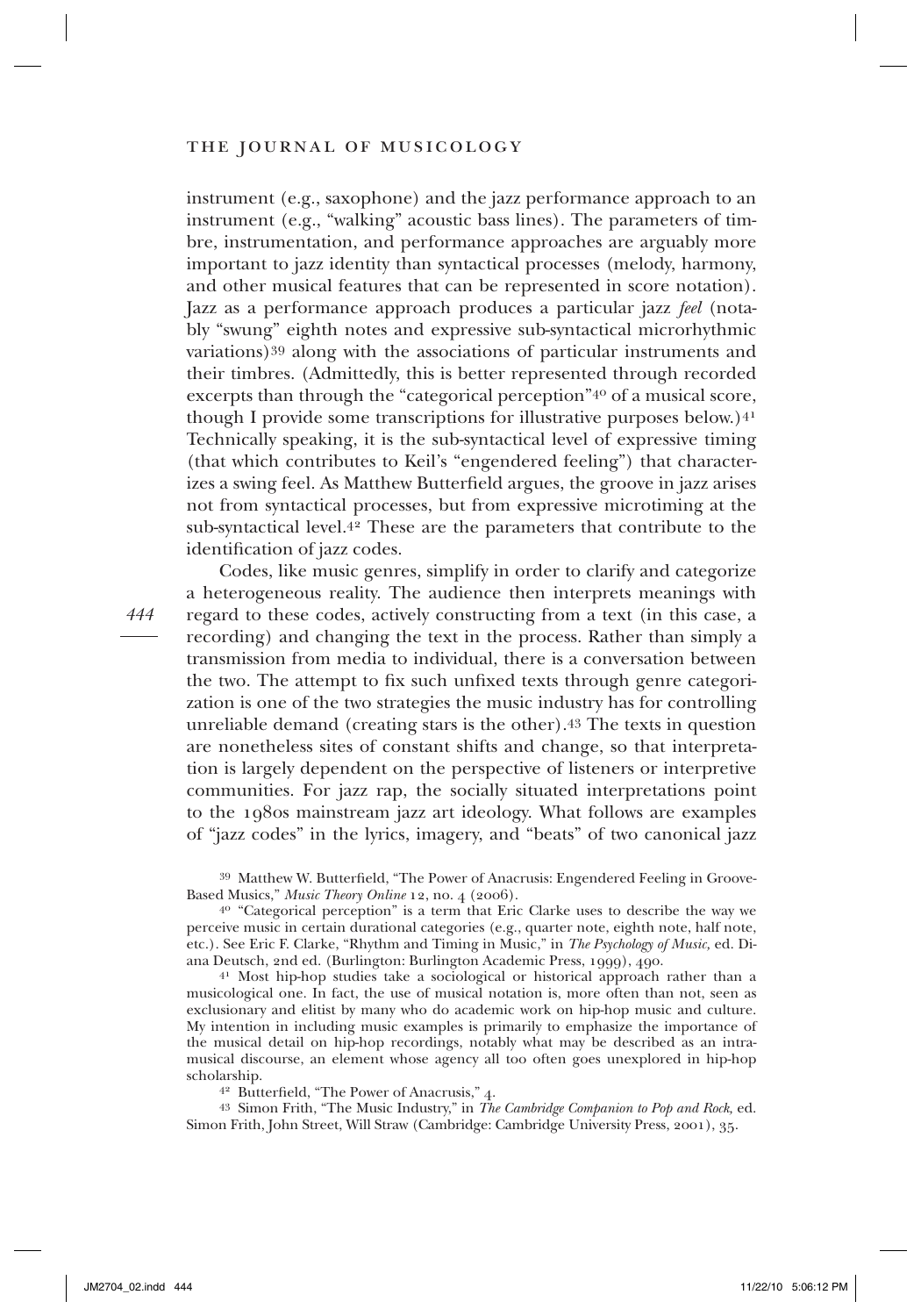instrument (e.g., saxophone) and the jazz performance approach to an instrument (e.g., "walking" acoustic bass lines). The parameters of timbre, instrumentation, and performance approaches are arguably more important to jazz identity than syntactical processes (melody, harmony, and other musical features that can be represented in score notation). Jazz as a performance approach produces a particular jazz *feel* (notably "swung" eighth notes and expressive sub-syntactical microrhythmic variations)[39] along with the associations of particular instruments and their timbres. (Admittedly, this is better represented through recorded excerpts than through the "categorical perception"[40] of a musical score, though I provide some transcriptions for illustrative purposes below.)[41] Technically speaking, it is the sub-syntactical level of expressive timing (that which contributes to Keil's "engendered feeling") that characterizes a swing feel. As Matthew Butterfield argues, the groove in jazz arises not from syntactical processes, but from expressive microtiming at the sub-syntactical level.[42] These are the parameters that contribute to the identification of jazz codes.

Codes, like music genres, simplify in order to clarify and categorize a heterogeneous reality. The audience then interprets meanings with regard to these codes, actively constructing from a text (in this case, a recording) and changing the text in the process. Rather than simply a transmission from media to individual, there is a conversation between the two. The attempt to fix such unfixed texts through genre categorization is one of the two strategies the music industry has for controlling unreliable demand (creating stars is the other).[43] The texts in question are nonetheless sites of constant shifts and change, so that interpretation is largely dependent on the perspective of listeners or interpretive communities. For jazz rap, the socially situated interpretations point to the 1980s mainstream jazz art ideology. What follows are examples of "jazz codes" in the lyrics, imagery, and "beats" of two canonical jazz

[39] Matthew W. Butterfield, "The Power of Anacrusis: Engendered Feeling in Groove-Based Musics," *Music Theory Online* 12, no. 4 (2006).

[40] "Categorical perception" is a term that Eric Clarke uses to describe the way we perceive music in certain durational categories (e.g., quarter note, eighth note, half note, etc.). See Eric F. Clarke, "Rhythm and Timing in Music," in *The Psychology of Music,* ed. Diana Deutsch, 2nd ed. (Burlington: Burlington Academic Press, 1999), 490.

[41] Most hip-hop studies take a sociological or historical approach rather than a musicological one. In fact, the use of musical notation is, more often than not, seen as exclusionary and elitist by many who do academic work on hip-hop music and culture. My intention in including music examples is primarily to emphasize the importance of the musical detail on hip-hop recordings, notably what may be described as an intramusical discourse, an element whose agency all too often goes unexplored in hip-hop scholarship.

[42] Butterfield, "The Power of Anacrusis," 4.

[43] Simon Frith, "The Music Industry," in *The Cambridge Companion to Pop and Rock,* ed. Simon Frith, John Street, Will Straw (Cambridge: Cambridge University Press, 2001), 35.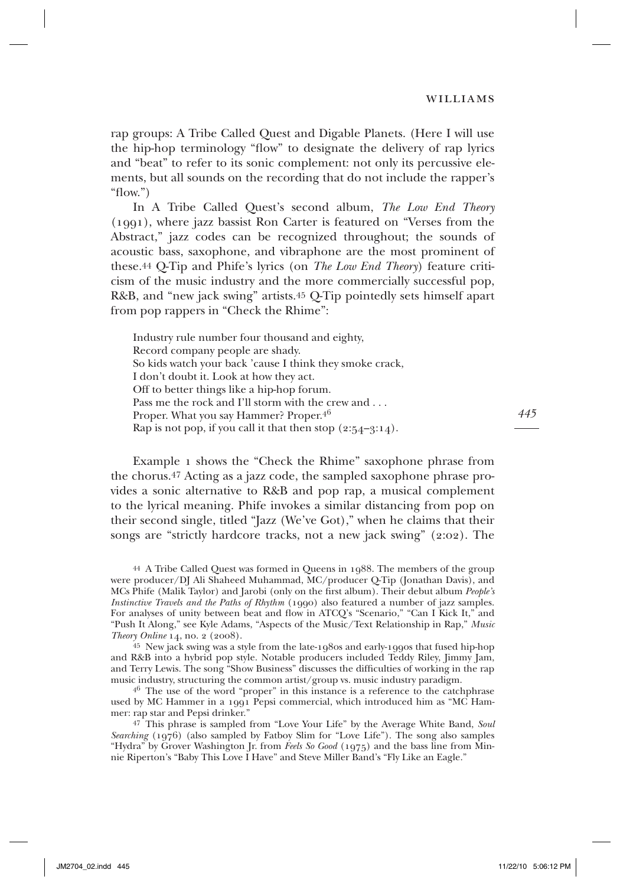rap groups: A Tribe Called Quest and Digable Planets. (Here I will use the hip-hop terminology "flow" to designate the delivery of rap lyrics and "beat" to refer to its sonic complement: not only its percussive elements, but all sounds on the recording that do not include the rapper's "flow.")

In A Tribe Called Quest's second album, *The Low End Theory* (1991), where jazz bassist Ron Carter is featured on "Verses from the Abstract," jazz codes can be recognized throughout; the sounds of acoustic bass, saxophone, and vibraphone are the most prominent of these.[44] Q-Tip and Phife's lyrics (on *The Low End Theory*) feature criticism of the music industry and the more commercially successful pop, R&B, and "new jack swing" artists.[45] Q-Tip pointedly sets himself apart from pop rappers in "Check the Rhime":

> Industry rule number four thousand and eighty,
> Record company people are shady.
> So kids watch your back 'cause I think they smoke crack,
> I don't doubt it. Look at how they act.
> Off to better things like a hip-hop forum.
> Pass me the rock and I'll storm with the crew and . . .
> Proper. What you say Hammer? Proper.[46]
> Rap is not pop, if you call it that then stop (2:54–3:14).

Example 1 shows the "Check the Rhime" saxophone phrase from the chorus.[47] Acting as a jazz code, the sampled saxophone phrase provides a sonic alternative to R&B and pop rap, a musical complement to the lyrical meaning. Phife invokes a similar distancing from pop on their second single, titled "Jazz (We've Got)," when he claims that their songs are "strictly hardcore tracks, not a new jack swing" (2:02). The

---

[44] A Tribe Called Quest was formed in Queens in 1988. The members of the group were producer/DJ Ali Shaheed Muhammad, MC/producer Q-Tip (Jonathan Davis), and MCs Phife (Malik Taylor) and Jarobi (only on the first album). Their debut album *People's Instinctive Travels and the Paths of Rhythm* (1990) also featured a number of jazz samples. For analyses of unity between beat and flow in ATCQ's "Scenario," "Can I Kick It," and "Push It Along," see Kyle Adams, "Aspects of the Music/Text Relationship in Rap," *Music Theory Online* 14, no. 2 (2008).

[45] New jack swing was a style from the late-1980s and early-1990s that fused hip-hop and R&B into a hybrid pop style. Notable producers included Teddy Riley, Jimmy Jam, and Terry Lewis. The song "Show Business" discusses the difficulties of working in the rap music industry, structuring the common artist/group vs. music industry paradigm.

[46] The use of the word "proper" in this instance is a reference to the catchphrase used by MC Hammer in a 1991 Pepsi commercial, which introduced him as "MC Hammer: rap star and Pepsi drinker."

[47] This phrase is sampled from "Love Your Life" by the Average White Band, *Soul Searching* (1976) (also sampled by Fatboy Slim for "Love Life"). The song also samples "Hydra" by Grover Washington Jr. from *Feels So Good* (1975) and the bass line from Minnie Riperton's "Baby This Love I Have" and Steve Miller Band's "Fly Like an Eagle."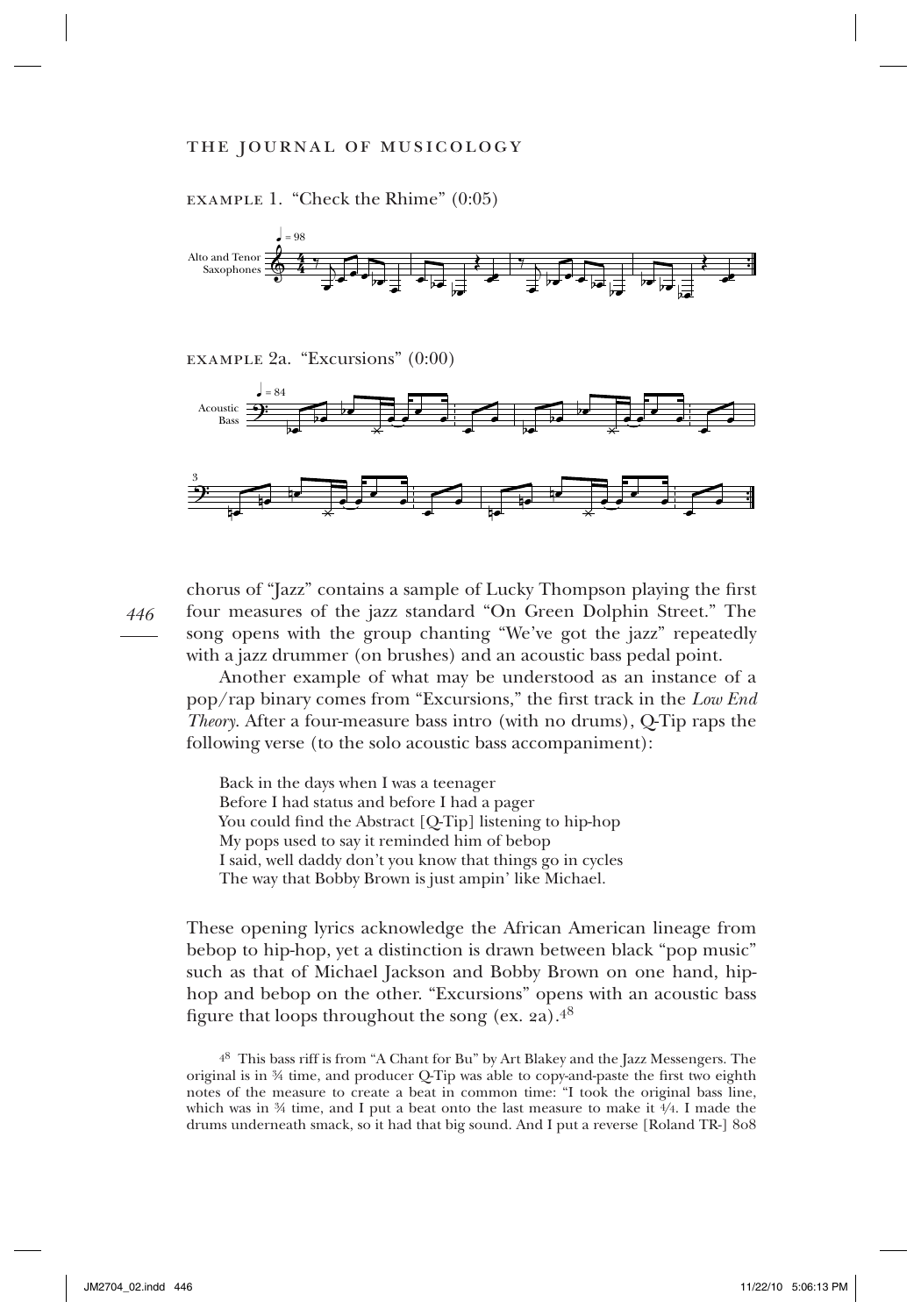EXAMPLE 1. "Check the Rhime" (0:05)

EXAMPLE 2a. "Excursions" (0:00)

chorus of "Jazz" contains a sample of Lucky Thompson playing the first four measures of the jazz standard "On Green Dolphin Street." The song opens with the group chanting "We've got the jazz" repeatedly with a jazz drummer (on brushes) and an acoustic bass pedal point.

Another example of what may be understood as an instance of a pop/rap binary comes from "Excursions," the first track in the *Low End Theory*. After a four-measure bass intro (with no drums), Q-Tip raps the following verse (to the solo acoustic bass accompaniment):

> Back in the days when I was a teenager
> Before I had status and before I had a pager
> You could find the Abstract [Q-Tip] listening to hip-hop
> My pops used to say it reminded him of bebop
> I said, well daddy don't you know that things go in cycles
> The way that Bobby Brown is just ampin' like Michael.

These opening lyrics acknowledge the African American lineage from bebop to hip-hop, yet a distinction is drawn between black "pop music" such as that of Michael Jackson and Bobby Brown on one hand, hip-hop and bebop on the other. "Excursions" opens with an acoustic bass figure that loops throughout the song (ex. 2a).[48]

[48] This bass riff is from "A Chant for Bu" by Art Blakey and the Jazz Messengers. The original is in ¾ time, and producer Q-Tip was able to copy-and-paste the first two eighth notes of the measure to create a beat in common time: "I took the original bass line, which was in ¾ time, and I put a beat onto the last measure to make it 4/4. I made the drums underneath smack, so it had that big sound. And I put a reverse [Roland TR-] 808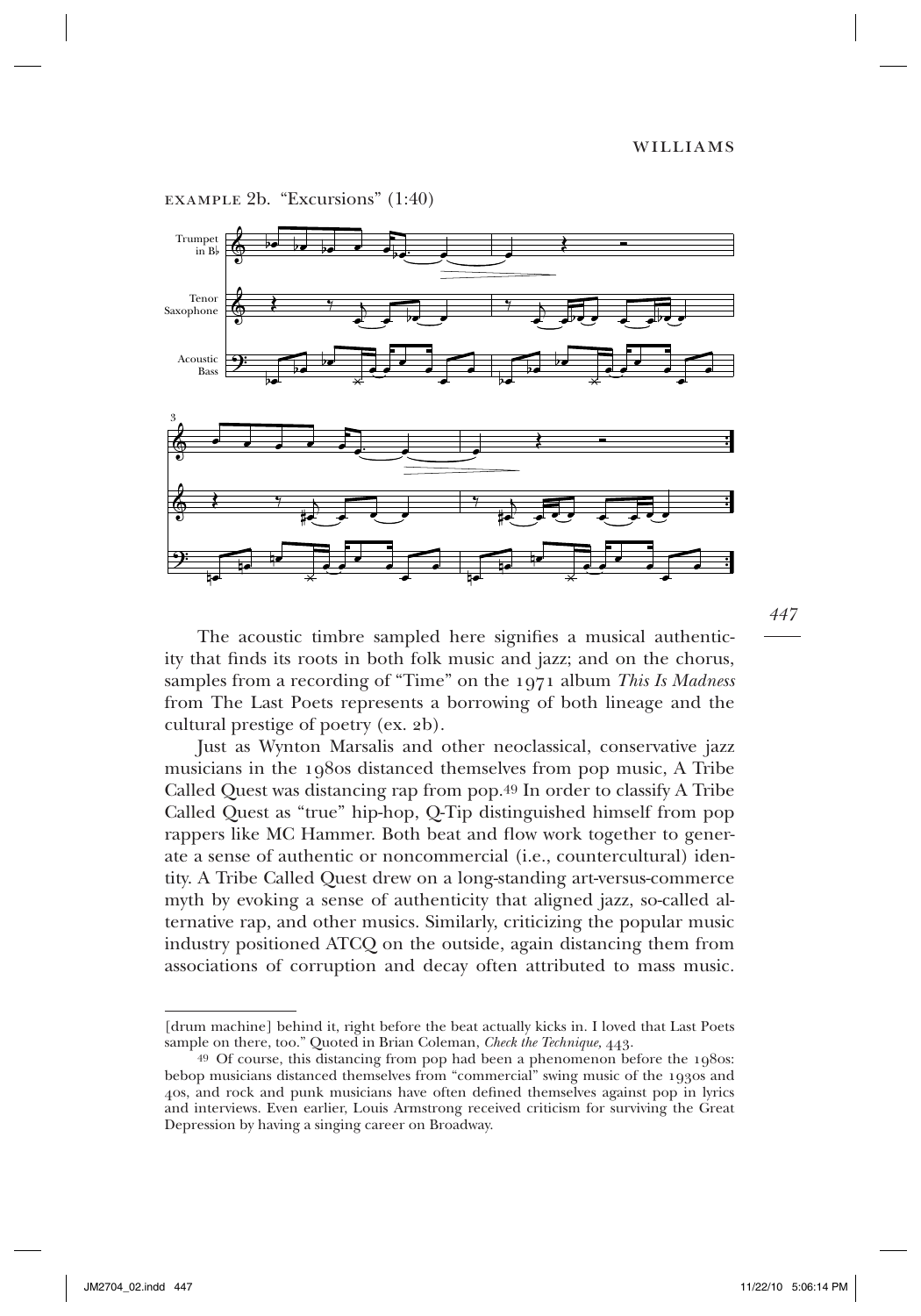EXAMPLE 2b. "Excursions" (1:40)

The acoustic timbre sampled here signifies a musical authenticity that finds its roots in both folk music and jazz; and on the chorus, samples from a recording of "Time" on the 1971 album *This Is Madness* from The Last Poets represents a borrowing of both lineage and the cultural prestige of poetry (ex. 2b).

Just as Wynton Marsalis and other neoclassical, conservative jazz musicians in the 1980s distanced themselves from pop music, A Tribe Called Quest was distancing rap from pop.[49] In order to classify A Tribe Called Quest as "true" hip-hop, Q-Tip distinguished himself from pop rappers like MC Hammer. Both beat and flow work together to generate a sense of authentic or noncommercial (i.e., countercultural) identity. A Tribe Called Quest drew on a long-standing art-versus-commerce myth by evoking a sense of authenticity that aligned jazz, so-called alternative rap, and other musics. Similarly, criticizing the popular music industry positioned ATCQ on the outside, again distancing them from associations of corruption and decay often attributed to mass music.

---

[drum machine] behind it, right before the beat actually kicks in. I loved that Last Poets sample on there, too." Quoted in Brian Coleman, *Check the Technique,* 443.

49 Of course, this distancing from pop had been a phenomenon before the 1980s: bebop musicians distanced themselves from "commercial" swing music of the 1930s and 40s, and rock and punk musicians have often defined themselves against pop in lyrics and interviews. Even earlier, Louis Armstrong received criticism for surviving the Great Depression by having a singing career on Broadway.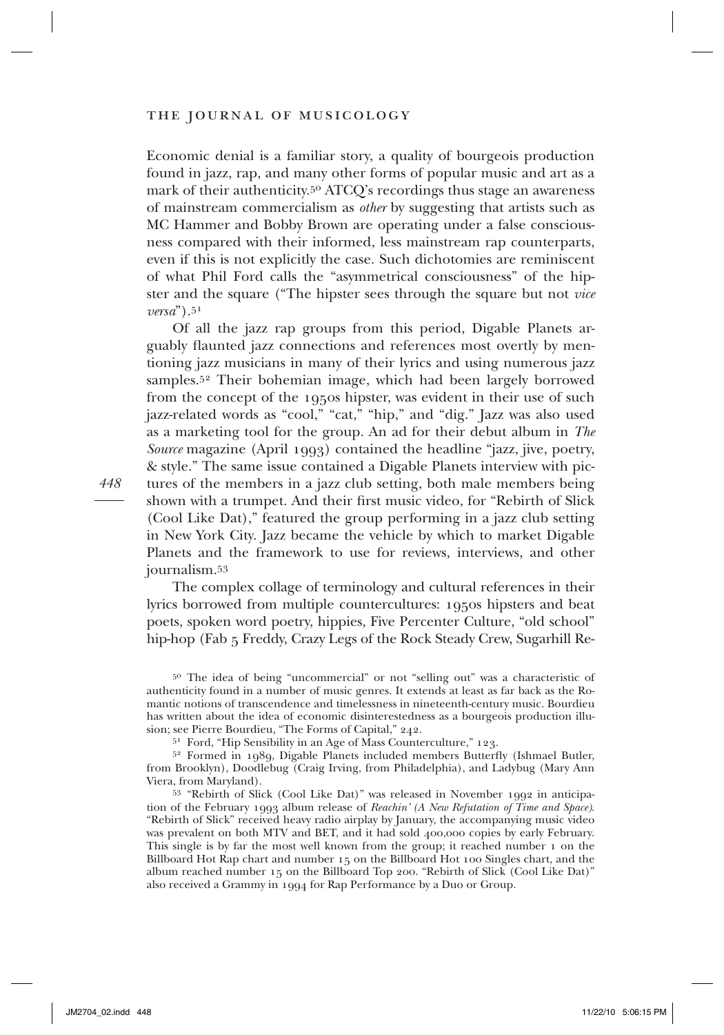Economic denial is a familiar story, a quality of bourgeois production found in jazz, rap, and many other forms of popular music and art as a mark of their authenticity.[50] ATCQ's recordings thus stage an awareness of mainstream commercialism as *other* by suggesting that artists such as MC Hammer and Bobby Brown are operating under a false consciousness compared with their informed, less mainstream rap counterparts, even if this is not explicitly the case. Such dichotomies are reminiscent of what Phil Ford calls the "asymmetrical consciousness" of the hipster and the square ("The hipster sees through the square but not *vice versa*").[51]

Of all the jazz rap groups from this period, Digable Planets arguably flaunted jazz connections and references most overtly by mentioning jazz musicians in many of their lyrics and using numerous jazz samples.[52] Their bohemian image, which had been largely borrowed from the concept of the 1950s hipster, was evident in their use of such jazz-related words as "cool," "cat," "hip," and "dig." Jazz was also used as a marketing tool for the group. An ad for their debut album in *The Source* magazine (April 1993) contained the headline "jazz, jive, poetry, & style." The same issue contained a Digable Planets interview with pictures of the members in a jazz club setting, both male members being shown with a trumpet. And their first music video, for "Rebirth of Slick (Cool Like Dat)," featured the group performing in a jazz club setting in New York City. Jazz became the vehicle by which to market Digable Planets and the framework to use for reviews, interviews, and other journalism.[53]

The complex collage of terminology and cultural references in their lyrics borrowed from multiple countercultures: 1950s hipsters and beat poets, spoken word poetry, hippies, Five Percenter Culture, "old school" hip-hop (Fab 5 Freddy, Crazy Legs of the Rock Steady Crew, Sugarhill Re-

[50] The idea of being "uncommercial" or not "selling out" was a characteristic of authenticity found in a number of music genres. It extends at least as far back as the Romantic notions of transcendence and timelessness in nineteenth-century music. Bourdieu has written about the idea of economic disinterestedness as a bourgeois production illusion; see Pierre Bourdieu, "The Forms of Capital," 242.

[51] Ford, "Hip Sensibility in an Age of Mass Counterculture," 123.

[52] Formed in 1989, Digable Planets included members Butterfly (Ishmael Butler, from Brooklyn), Doodlebug (Craig Irving, from Philadelphia), and Ladybug (Mary Ann Viera, from Maryland).

[53] "Rebirth of Slick (Cool Like Dat)" was released in November 1992 in anticipation of the February 1993 album release of *Reachin' (A New Refutation of Time and Space)*. "Rebirth of Slick" received heavy radio airplay by January, the accompanying music video was prevalent on both MTV and BET, and it had sold 400,000 copies by early February. This single is by far the most well known from the group; it reached number 1 on the Billboard Hot Rap chart and number 15 on the Billboard Hot 100 Singles chart, and the album reached number 15 on the Billboard Top 200. "Rebirth of Slick (Cool Like Dat)" also received a Grammy in 1994 for Rap Performance by a Duo or Group.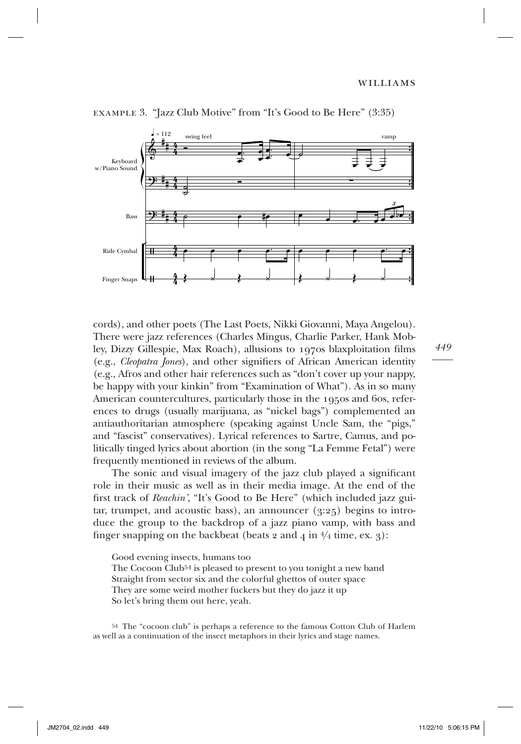EXAMPLE 3. "Jazz Club Motive" from "It's Good to Be Here" (3:35)

♩ = 112

swing feel

vamp

Keyboard w/Piano Sound

Bass

Ride Cymbal

Finger Snaps

cords), and other poets (The Last Poets, Nikki Giovanni, Maya Angelou). There were jazz references (Charles Mingus, Charlie Parker, Hank Mobley, Dizzy Gillespie, Max Roach), allusions to 1970s blaxploitation films (e.g., *Cleopatra Jones*), and other signifiers of African American identity (e.g., Afros and other hair references such as "don't cover up your nappy, be happy with your kinkin" from "Examination of What"). As in so many American countercultures, particularly those in the 1950s and 60s, references to drugs (usually marijuana, as "nickel bags") complemented an antiauthoritarian atmosphere (speaking against Uncle Sam, the "pigs," and "fascist" conservatives). Lyrical references to Sartre, Camus, and politically tinged lyrics about abortion (in the song "La Femme Fetal") were frequently mentioned in reviews of the album.

The sonic and visual imagery of the jazz club played a significant role in their music as well as in their media image. At the end of the first track of *Reachin',* "It's Good to Be Here" (which included jazz guitar, trumpet, and acoustic bass), an announcer (3:25) begins to introduce the group to the backdrop of a jazz piano vamp, with bass and finger snapping on the backbeat (beats 2 and 4 in 4/4 time, ex. 3):

> Good evening insects, humans too
> The Cocoon Club[54] is pleased to present to you tonight a new band
> Straight from sector six and the colorful ghettos of outer space
> They are some weird mother fuckers but they do jazz it up
> So let's bring them out here, yeah.

[54] The "cocoon club" is perhaps a reference to the famous Cotton Club of Harlem as well as a continuation of the insect metaphors in their lyrics and stage names.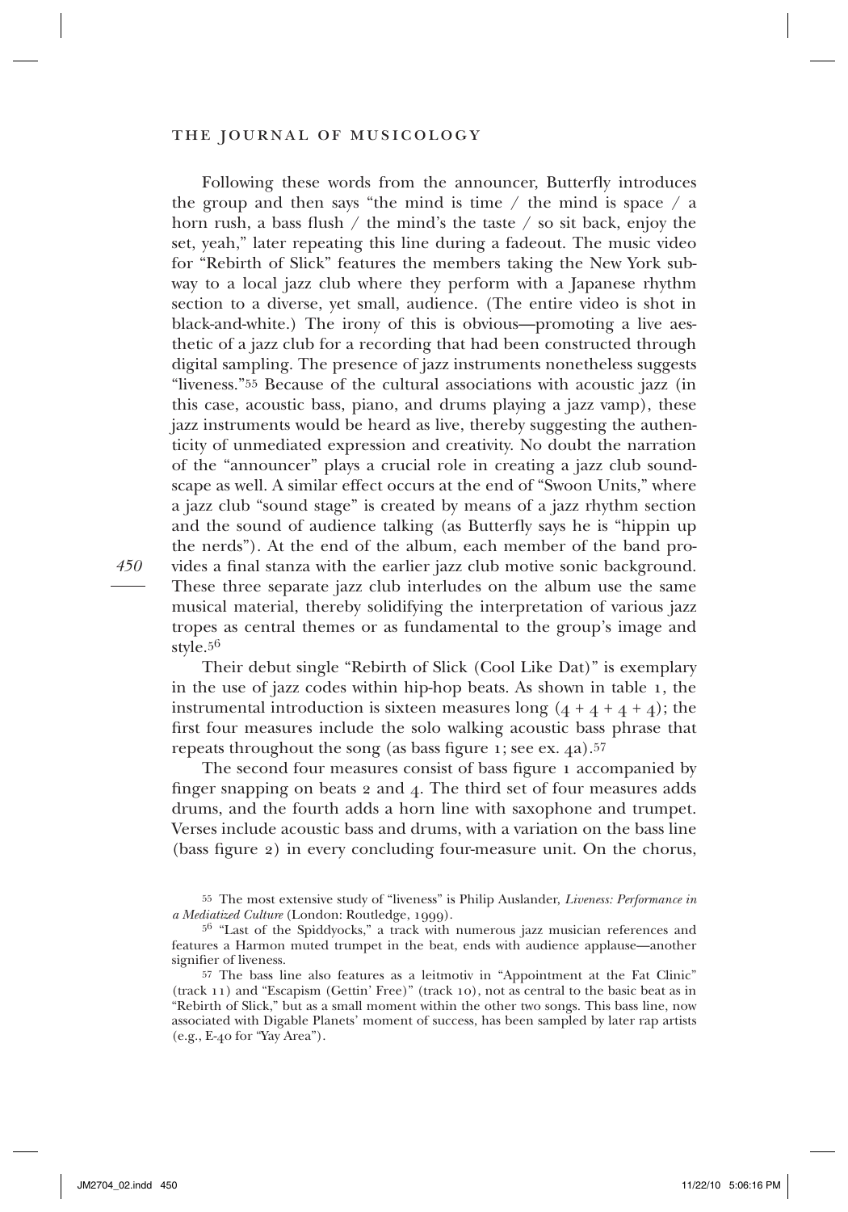Following these words from the announcer, Butterfly introduces the group and then says "the mind is time / the mind is space / a horn rush, a bass flush / the mind's the taste / so sit back, enjoy the set, yeah," later repeating this line during a fadeout. The music video for "Rebirth of Slick" features the members taking the New York subway to a local jazz club where they perform with a Japanese rhythm section to a diverse, yet small, audience. (The entire video is shot in black-and-white.) The irony of this is obvious—promoting a live aesthetic of a jazz club for a recording that had been constructed through digital sampling. The presence of jazz instruments nonetheless suggests "liveness."[55] Because of the cultural associations with acoustic jazz (in this case, acoustic bass, piano, and drums playing a jazz vamp), these jazz instruments would be heard as live, thereby suggesting the authenticity of unmediated expression and creativity. No doubt the narration of the "announcer" plays a crucial role in creating a jazz club soundscape as well. A similar effect occurs at the end of "Swoon Units," where a jazz club "sound stage" is created by means of a jazz rhythm section and the sound of audience talking (as Butterfly says he is "hippin up the nerds"). At the end of the album, each member of the band provides a final stanza with the earlier jazz club motive sonic background. These three separate jazz club interludes on the album use the same musical material, thereby solidifying the interpretation of various jazz tropes as central themes or as fundamental to the group's image and style.[56]

Their debut single "Rebirth of Slick (Cool Like Dat)" is exemplary in the use of jazz codes within hip-hop beats. As shown in table 1, the instrumental introduction is sixteen measures long (4 + 4 + 4 + 4); the first four measures include the solo walking acoustic bass phrase that repeats throughout the song (as bass figure 1; see ex. 4a).[57]

The second four measures consist of bass figure 1 accompanied by finger snapping on beats 2 and 4. The third set of four measures adds drums, and the fourth adds a horn line with saxophone and trumpet. Verses include acoustic bass and drums, with a variation on the bass line (bass figure 2) in every concluding four-measure unit. On the chorus,

[55] The most extensive study of "liveness" is Philip Auslander, *Liveness: Performance in a Mediatized Culture* (London: Routledge, 1999).

[56] "Last of the Spiddyocks," a track with numerous jazz musician references and features a Harmon muted trumpet in the beat, ends with audience applause—another signifier of liveness.

[57] The bass line also features as a leitmotiv in "Appointment at the Fat Clinic" (track 11) and "Escapism (Gettin' Free)" (track 10), not as central to the basic beat as in "Rebirth of Slick," but as a small moment within the other two songs. This bass line, now associated with Digable Planets' moment of success, has been sampled by later rap artists (e.g., E-40 for "Yay Area").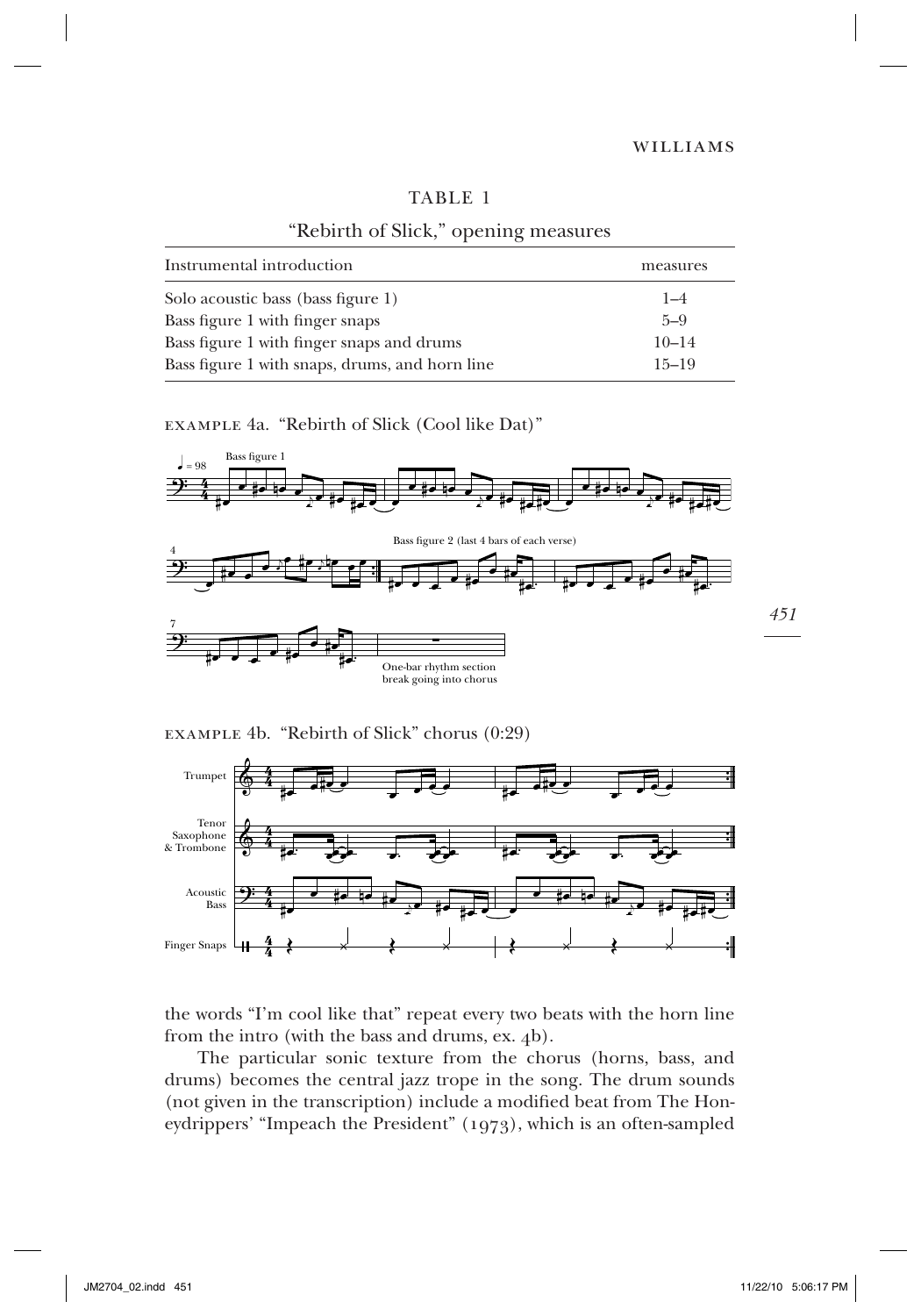TABLE 1

"Rebirth of Slick," opening measures

| Instrumental introduction | measures |
|---|---|
| Solo acoustic bass (bass figure 1) | 1–4 |
| Bass figure 1 with finger snaps | 5–9 |
| Bass figure 1 with finger snaps and drums | 10–14 |
| Bass figure 1 with snaps, drums, and horn line | 15–19 |

EXAMPLE 4a. "Rebirth of Slick (Cool like Dat)"

EXAMPLE 4b. "Rebirth of Slick" chorus (0:29)

the words "I'm cool like that" repeat every two beats with the horn line from the intro (with the bass and drums, ex. 4b).

The particular sonic texture from the chorus (horns, bass, and drums) becomes the central jazz trope in the song. The drum sounds (not given in the transcription) include a modified beat from The Honeydrippers' "Impeach the President" (1973), which is an often-sampled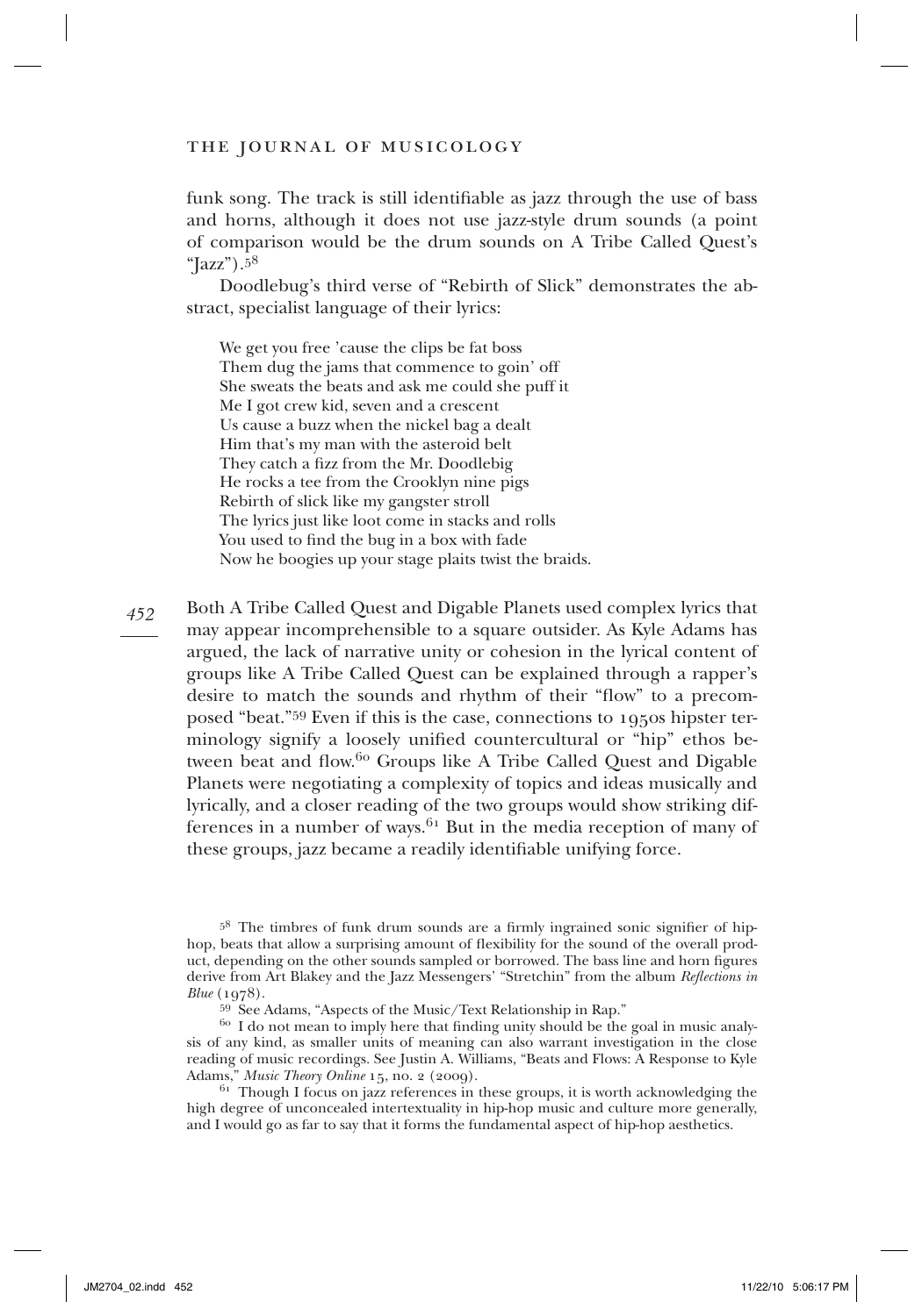funk song. The track is still identifiable as jazz through the use of bass and horns, although it does not use jazz-style drum sounds (a point of comparison would be the drum sounds on A Tribe Called Quest's "Jazz").[58]

Doodlebug's third verse of "Rebirth of Slick" demonstrates the abstract, specialist language of their lyrics:

> We get you free 'cause the clips be fat boss
> Them dug the jams that commence to goin' off
> She sweats the beats and ask me could she puff it
> Me I got crew kid, seven and a crescent
> Us cause a buzz when the nickel bag a dealt
> Him that's my man with the asteroid belt
> They catch a fizz from the Mr. Doodlebig
> He rocks a tee from the Crooklyn nine pigs
> Rebirth of slick like my gangster stroll
> The lyrics just like loot come in stacks and rolls
> You used to find the bug in a box with fade
> Now he boogies up your stage plaits twist the braids.

Both A Tribe Called Quest and Digable Planets used complex lyrics that may appear incomprehensible to a square outsider. As Kyle Adams has argued, the lack of narrative unity or cohesion in the lyrical content of groups like A Tribe Called Quest can be explained through a rapper's desire to match the sounds and rhythm of their "flow" to a precomposed "beat."[59] Even if this is the case, connections to 1950s hipster terminology signify a loosely unified countercultural or "hip" ethos between beat and flow.[60] Groups like A Tribe Called Quest and Digable Planets were negotiating a complexity of topics and ideas musically and lyrically, and a closer reading of the two groups would show striking differences in a number of ways.[61] But in the media reception of many of these groups, jazz became a readily identifiable unifying force.

---

[58] The timbres of funk drum sounds are a firmly ingrained sonic signifier of hip-hop, beats that allow a surprising amount of flexibility for the sound of the overall product, depending on the other sounds sampled or borrowed. The bass line and horn figures derive from Art Blakey and the Jazz Messengers' "Stretchin" from the album *Reflections in Blue* (1978).

[59] See Adams, "Aspects of the Music/Text Relationship in Rap."

[60] I do not mean to imply here that finding unity should be the goal in music analysis of any kind, as smaller units of meaning can also warrant investigation in the close reading of music recordings. See Justin A. Williams, "Beats and Flows: A Response to Kyle Adams," *Music Theory Online* 15, no. 2 (2009).

[61] Though I focus on jazz references in these groups, it is worth acknowledging the high degree of unconcealed intertextuality in hip-hop music and culture more generally, and I would go as far to say that it forms the fundamental aspect of hip-hop aesthetics.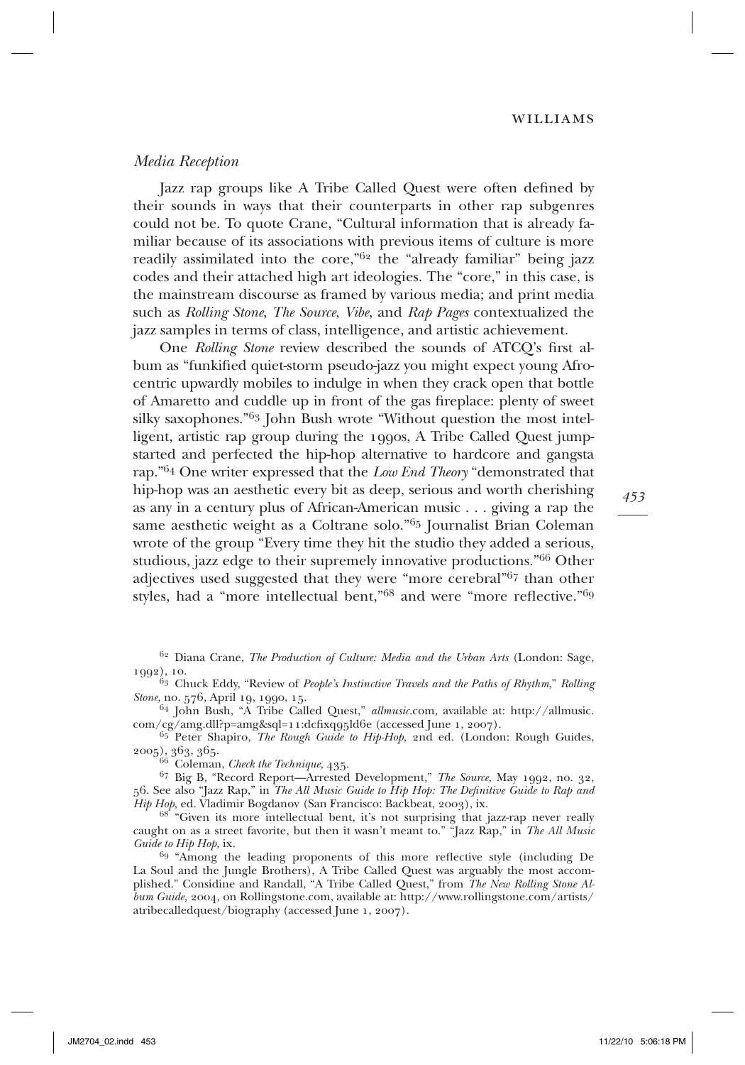### *Media Reception*

Jazz rap groups like A Tribe Called Quest were often defined by their sounds in ways that their counterparts in other rap subgenres could not be. To quote Crane, "Cultural information that is already familiar because of its associations with previous items of culture is more readily assimilated into the core,"[62] the "already familiar" being jazz codes and their attached high art ideologies. The "core," in this case, is the mainstream discourse as framed by various media; and print media such as *Rolling Stone*, *The Source*, *Vibe*, and *Rap Pages* contextualized the jazz samples in terms of class, intelligence, and artistic achievement.

One *Rolling Stone* review described the sounds of ATCQ's first album as "funkified quiet-storm pseudo-jazz you might expect young Afrocentric upwardly mobiles to indulge in when they crack open that bottle of Amaretto and cuddle up in front of the gas fireplace: plenty of sweet silky saxophones."[63] John Bush wrote "Without question the most intelligent, artistic rap group during the 1990s, A Tribe Called Quest jumpstarted and perfected the hip-hop alternative to hardcore and gangsta rap."[64] One writer expressed that the *Low End Theory* "demonstrated that hip-hop was an aesthetic every bit as deep, serious and worth cherishing as any in a century plus of African-American music . . . giving a rap the same aesthetic weight as a Coltrane solo."[65] Journalist Brian Coleman wrote of the group "Every time they hit the studio they added a serious, studious, jazz edge to their supremely innovative productions."[66] Other adjectives used suggested that they were "more cerebral"[67] than other styles, had a "more intellectual bent,"[68] and were "more reflective."[69]

---

[62] Diana Crane, *The Production of Culture: Media and the Urban Arts* (London: Sage, 1992), 10.

[63] Chuck Eddy, "Review of *People's Instinctive Travels and the Paths of Rhythm*," *Rolling Stone*, no. 576, April 19, 1990, 15.

[64] John Bush, "A Tribe Called Quest," *allmusic*.com, available at: http://allmusic.com/cg/amg.dll?p=amg&sql=11:dcfixq95ld6e (accessed June 1, 2007).

[65] Peter Shapiro, *The Rough Guide to Hip-Hop*, 2nd ed. (London: Rough Guides, 2005), 363, 365.

[66] Coleman, *Check the Technique*, 435.

[67] Big B, "Record Report—Arrested Development," *The Source*, May 1992, no. 32, 56. See also "Jazz Rap," in *The All Music Guide to Hip Hop: The Definitive Guide to Rap and Hip Hop*, ed. Vladimir Bogdanov (San Francisco: Backbeat, 2003), ix.

[68] "Given its more intellectual bent, it's not surprising that jazz-rap never really caught on as a street favorite, but then it wasn't meant to." "Jazz Rap," in *The All Music Guide to Hip Hop*, ix.

[69] "Among the leading proponents of this more reflective style (including De La Soul and the Jungle Brothers), A Tribe Called Quest was arguably the most accomplished." Considine and Randall, "A Tribe Called Quest," from *The New Rolling Stone Album Guide*, 2004, on Rollingstone.com, available at: http://www.rollingstone.com/artists/atribecalledquest/biography (accessed June 1, 2007).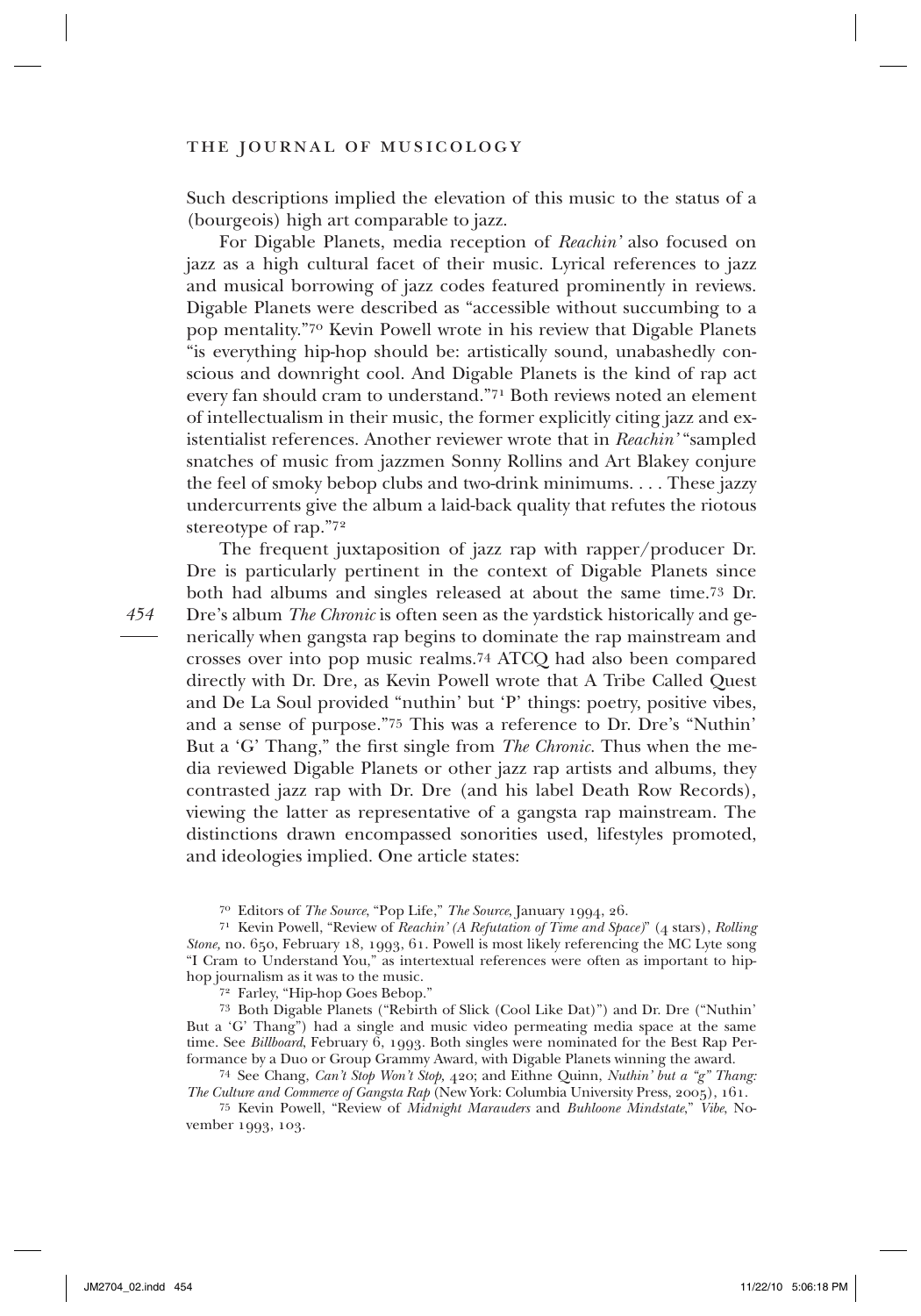Such descriptions implied the elevation of this music to the status of a (bourgeois) high art comparable to jazz.

For Digable Planets, media reception of *Reachin'* also focused on jazz as a high cultural facet of their music. Lyrical references to jazz and musical borrowing of jazz codes featured prominently in reviews. Digable Planets were described as "accessible without succumbing to a pop mentality."[70] Kevin Powell wrote in his review that Digable Planets "is everything hip-hop should be: artistically sound, unabashedly conscious and downright cool. And Digable Planets is the kind of rap act every fan should cram to understand."[71] Both reviews noted an element of intellectualism in their music, the former explicitly citing jazz and existentialist references. Another reviewer wrote that in *Reachin'* "sampled snatches of music from jazzmen Sonny Rollins and Art Blakey conjure the feel of smoky bebop clubs and two-drink minimums. . . . These jazzy undercurrents give the album a laid-back quality that refutes the riotous stereotype of rap."[72]

The frequent juxtaposition of jazz rap with rapper/producer Dr. Dre is particularly pertinent in the context of Digable Planets since both had albums and singles released at about the same time.[73] Dr. Dre's album *The Chronic* is often seen as the yardstick historically and generically when gangsta rap begins to dominate the rap mainstream and crosses over into pop music realms.[74] ATCQ had also been compared directly with Dr. Dre, as Kevin Powell wrote that A Tribe Called Quest and De La Soul provided "nuthin' but 'P' things: poetry, positive vibes, and a sense of purpose."[75] This was a reference to Dr. Dre's "Nuthin' But a 'G' Thang," the first single from *The Chronic*. Thus when the media reviewed Digable Planets or other jazz rap artists and albums, they contrasted jazz rap with Dr. Dre (and his label Death Row Records), viewing the latter as representative of a gangsta rap mainstream. The distinctions drawn encompassed sonorities used, lifestyles promoted, and ideologies implied. One article states:

[70] Editors of *The Source*, "Pop Life," *The Source*, January 1994, 26.

[71] Kevin Powell, "Review of *Reachin' (A Refutation of Time and Space)*" (4 stars), *Rolling Stone*, no. 650, February 18, 1993, 61. Powell is most likely referencing the MC Lyte song "I Cram to Understand You," as intertextual references were often as important to hip-hop journalism as it was to the music.

[72] Farley, "Hip-hop Goes Bebop."

[73] Both Digable Planets ("Rebirth of Slick (Cool Like Dat)") and Dr. Dre ("Nuthin' But a 'G' Thang") had a single and music video permeating media space at the same time. See *Billboard*, February 6, 1993. Both singles were nominated for the Best Rap Performance by a Duo or Group Grammy Award, with Digable Planets winning the award.

[74] See Chang, *Can't Stop Won't Stop*, 420; and Eithne Quinn, *Nuthin' but a "g" Thang: The Culture and Commerce of Gangsta Rap* (New York: Columbia University Press, 2005), 161.

[75] Kevin Powell, "Review of *Midnight Marauders* and *Buhloone Mindstate*," *Vibe*, November 1993, 103.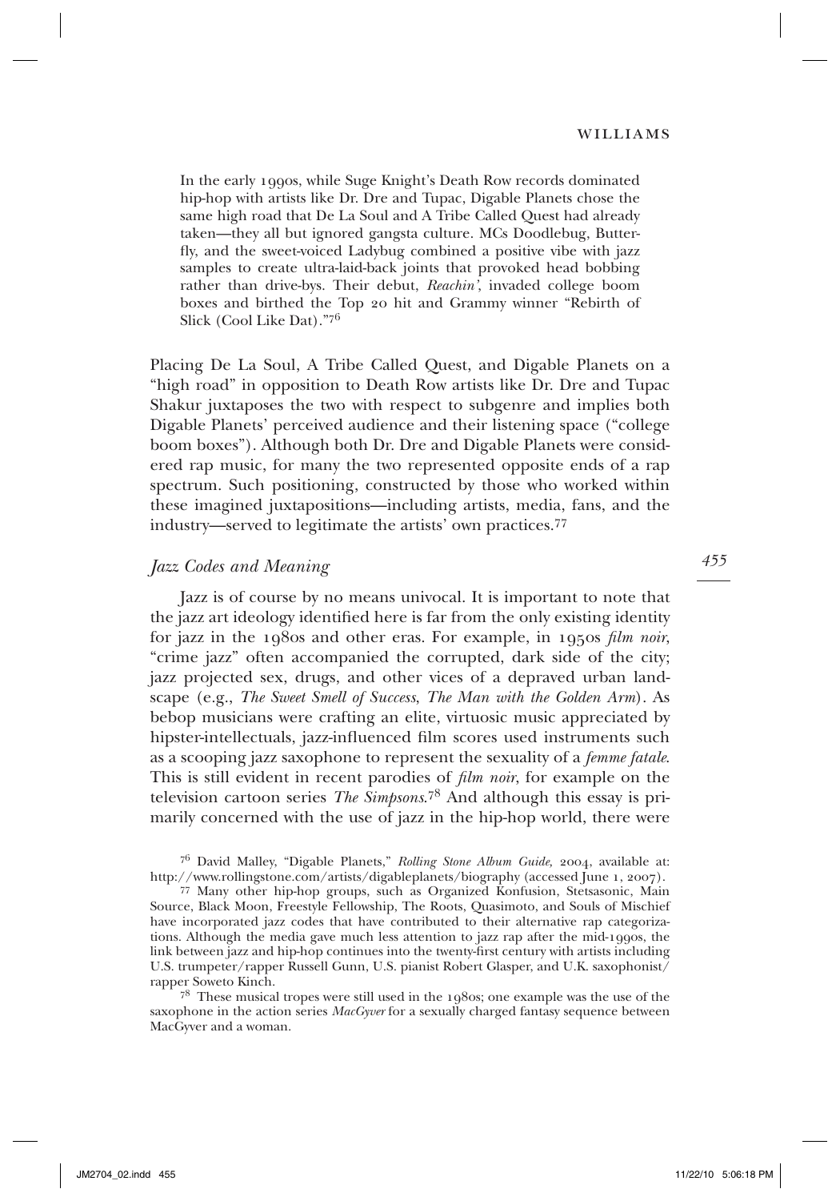> In the early 1990s, while Suge Knight's Death Row records dominated hip-hop with artists like Dr. Dre and Tupac, Digable Planets chose the same high road that De La Soul and A Tribe Called Quest had already taken—they all but ignored gangsta culture. MCs Doodlebug, Butterfly, and the sweet-voiced Ladybug combined a positive vibe with jazz samples to create ultra-laid-back joints that provoked head bobbing rather than drive-bys. Their debut, *Reachin'*, invaded college boom boxes and birthed the Top 20 hit and Grammy winner "Rebirth of Slick (Cool Like Dat)."[76]

Placing De La Soul, A Tribe Called Quest, and Digable Planets on a "high road" in opposition to Death Row artists like Dr. Dre and Tupac Shakur juxtaposes the two with respect to subgenre and implies both Digable Planets' perceived audience and their listening space ("college boom boxes"). Although both Dr. Dre and Digable Planets were considered rap music, for many the two represented opposite ends of a rap spectrum. Such positioning, constructed by those who worked within these imagined juxtapositions—including artists, media, fans, and the industry—served to legitimate the artists' own practices.[77]

## *Jazz Codes and Meaning*

Jazz is of course by no means univocal. It is important to note that the jazz art ideology identified here is far from the only existing identity for jazz in the 1980s and other eras. For example, in 1950s *film noir*, "crime jazz" often accompanied the corrupted, dark side of the city; jazz projected sex, drugs, and other vices of a depraved urban landscape (e.g., *The Sweet Smell of Success*, *The Man with the Golden Arm*). As bebop musicians were crafting an elite, virtuosic music appreciated by hipster-intellectuals, jazz-influenced film scores used instruments such as a scooping jazz saxophone to represent the sexuality of a *femme fatale*. This is still evident in recent parodies of *film noir*, for example on the television cartoon series *The Simpsons*.[78] And although this essay is primarily concerned with the use of jazz in the hip-hop world, there were

---

[76] David Malley, "Digable Planets," *Rolling Stone Album Guide,* 2004, available at: http://www.rollingstone.com/artists/digableplanets/biography (accessed June 1, 2007).

[77] Many other hip-hop groups, such as Organized Konfusion, Stetsasonic, Main Source, Black Moon, Freestyle Fellowship, The Roots, Quasimoto, and Souls of Mischief have incorporated jazz codes that have contributed to their alternative rap categorizations. Although the media gave much less attention to jazz rap after the mid-1990s, the link between jazz and hip-hop continues into the twenty-first century with artists including U.S. trumpeter/rapper Russell Gunn, U.S. pianist Robert Glasper, and U.K. saxophonist/rapper Soweto Kinch.

[78] These musical tropes were still used in the 1980s; one example was the use of the saxophone in the action series *MacGyver* for a sexually charged fantasy sequence between MacGyver and a woman.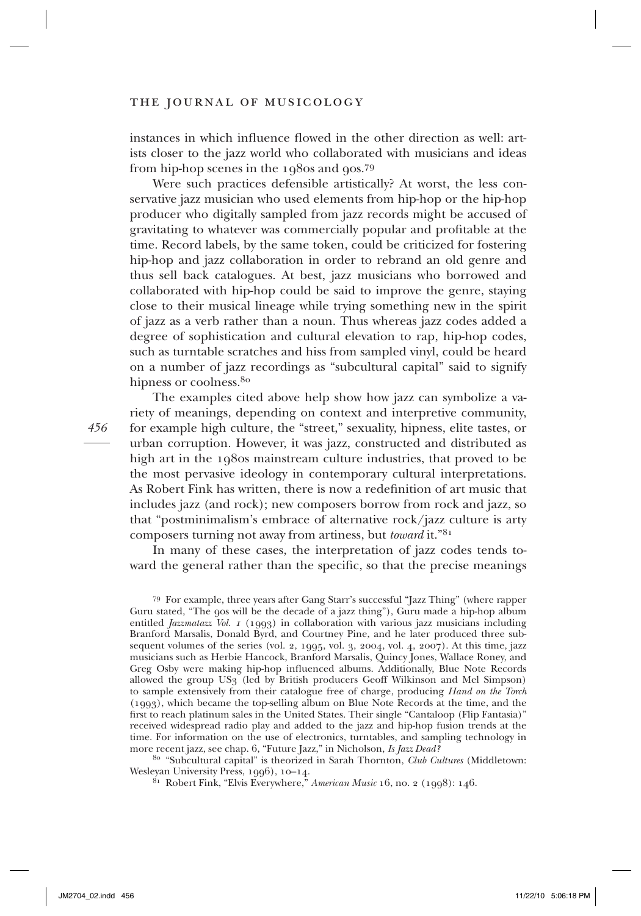instances in which influence flowed in the other direction as well: artists closer to the jazz world who collaborated with musicians and ideas from hip-hop scenes in the 1980s and 90s.[79]

Were such practices defensible artistically? At worst, the less conservative jazz musician who used elements from hip-hop or the hip-hop producer who digitally sampled from jazz records might be accused of gravitating to whatever was commercially popular and profitable at the time. Record labels, by the same token, could be criticized for fostering hip-hop and jazz collaboration in order to rebrand an old genre and thus sell back catalogues. At best, jazz musicians who borrowed and collaborated with hip-hop could be said to improve the genre, staying close to their musical lineage while trying something new in the spirit of jazz as a verb rather than a noun. Thus whereas jazz codes added a degree of sophistication and cultural elevation to rap, hip-hop codes, such as turntable scratches and hiss from sampled vinyl, could be heard on a number of jazz recordings as "subcultural capital" said to signify hipness or coolness.[80]

The examples cited above help show how jazz can symbolize a variety of meanings, depending on context and interpretive community, for example high culture, the "street," sexuality, hipness, elite tastes, or urban corruption. However, it was jazz, constructed and distributed as high art in the 1980s mainstream culture industries, that proved to be the most pervasive ideology in contemporary cultural interpretations. As Robert Fink has written, there is now a redefinition of art music that includes jazz (and rock); new composers borrow from rock and jazz, so that "postminimalism's embrace of alternative rock/jazz culture is arty composers turning not away from artiness, but *toward* it."[81]

In many of these cases, the interpretation of jazz codes tends toward the general rather than the specific, so that the precise meanings

---

[79] For example, three years after Gang Starr's successful "Jazz Thing" (where rapper Guru stated, "The 90s will be the decade of a jazz thing"), Guru made a hip-hop album entitled *Jazzmatazz Vol. 1* (1993) in collaboration with various jazz musicians including Branford Marsalis, Donald Byrd, and Courtney Pine, and he later produced three subsequent volumes of the series (vol. 2, 1995, vol. 3, 2004, vol. 4, 2007). At this time, jazz musicians such as Herbie Hancock, Branford Marsalis, Quincy Jones, Wallace Roney, and Greg Osby were making hip-hop influenced albums. Additionally, Blue Note Records allowed the group US3 (led by British producers Geoff Wilkinson and Mel Simpson) to sample extensively from their catalogue free of charge, producing *Hand on the Torch* (1993), which became the top-selling album on Blue Note Records at the time, and the first to reach platinum sales in the United States. Their single "Cantaloop (Flip Fantasia)" received widespread radio play and added to the jazz and hip-hop fusion trends at the time. For information on the use of electronics, turntables, and sampling technology in more recent jazz, see chap. 6, "Future Jazz," in Nicholson, *Is Jazz Dead?*

[80] "Subcultural capital" is theorized in Sarah Thornton, *Club Cultures* (Middletown: Wesleyan University Press, 1996), 10–14.

[81] Robert Fink, "Elvis Everywhere," *American Music* 16, no. 2 (1998): 146.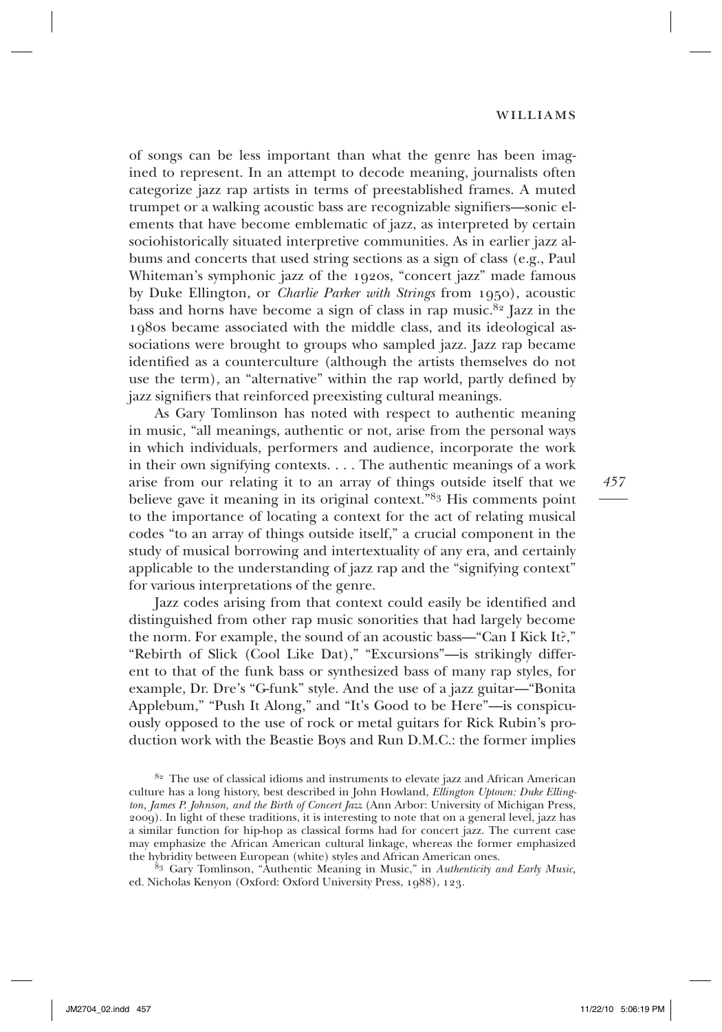of songs can be less important than what the genre has been imagined to represent. In an attempt to decode meaning, journalists often categorize jazz rap artists in terms of preestablished frames. A muted trumpet or a walking acoustic bass are recognizable signifiers—sonic elements that have become emblematic of jazz, as interpreted by certain sociohistorically situated interpretive communities. As in earlier jazz albums and concerts that used string sections as a sign of class (e.g., Paul Whiteman's symphonic jazz of the 1920s, "concert jazz" made famous by Duke Ellington, or *Charlie Parker with Strings* from 1950), acoustic bass and horns have become a sign of class in rap music.[82] Jazz in the 1980s became associated with the middle class, and its ideological associations were brought to groups who sampled jazz. Jazz rap became identified as a counterculture (although the artists themselves do not use the term), an "alternative" within the rap world, partly defined by jazz signifiers that reinforced preexisting cultural meanings.

As Gary Tomlinson has noted with respect to authentic meaning in music, "all meanings, authentic or not, arise from the personal ways in which individuals, performers and audience, incorporate the work in their own signifying contexts. . . . The authentic meanings of a work arise from our relating it to an array of things outside itself that we believe gave it meaning in its original context."[83] His comments point to the importance of locating a context for the act of relating musical codes "to an array of things outside itself," a crucial component in the study of musical borrowing and intertextuality of any era, and certainly applicable to the understanding of jazz rap and the "signifying context" for various interpretations of the genre.

Jazz codes arising from that context could easily be identified and distinguished from other rap music sonorities that had largely become the norm. For example, the sound of an acoustic bass—"Can I Kick It?," "Rebirth of Slick (Cool Like Dat)," "Excursions"—is strikingly different to that of the funk bass or synthesized bass of many rap styles, for example, Dr. Dre's "G-funk" style. And the use of a jazz guitar—"Bonita Applebum," "Push It Along," and "It's Good to be Here"—is conspicuously opposed to the use of rock or metal guitars for Rick Rubin's production work with the Beastie Boys and Run D.M.C.: the former implies

[82] The use of classical idioms and instruments to elevate jazz and African American culture has a long history, best described in John Howland, *Ellington Uptown: Duke Ellington, James P. Johnson, and the Birth of Concert Jazz* (Ann Arbor: University of Michigan Press, 2009). In light of these traditions, it is interesting to note that on a general level, jazz has a similar function for hip-hop as classical forms had for concert jazz. The current case may emphasize the African American cultural linkage, whereas the former emphasized the hybridity between European (white) styles and African American ones.

[83] Gary Tomlinson, "Authentic Meaning in Music," in *Authenticity and Early Music,* ed. Nicholas Kenyon (Oxford: Oxford University Press, 1988), 123.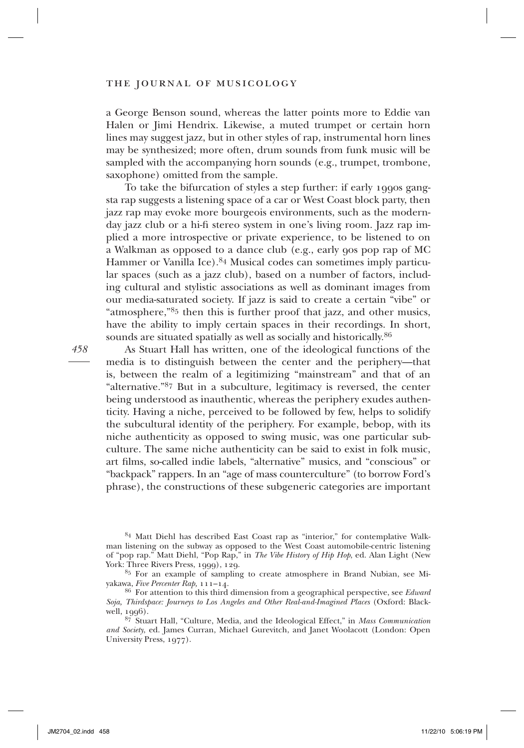a George Benson sound, whereas the latter points more to Eddie van Halen or Jimi Hendrix. Likewise, a muted trumpet or certain horn lines may suggest jazz, but in other styles of rap, instrumental horn lines may be synthesized; more often, drum sounds from funk music will be sampled with the accompanying horn sounds (e.g., trumpet, trombone, saxophone) omitted from the sample.

To take the bifurcation of styles a step further: if early 1990s gangsta rap suggests a listening space of a car or West Coast block party, then jazz rap may evoke more bourgeois environments, such as the modern-day jazz club or a hi-fi stereo system in one's living room. Jazz rap implied a more introspective or private experience, to be listened to on a Walkman as opposed to a dance club (e.g., early 90s pop rap of MC Hammer or Vanilla Ice).[84] Musical codes can sometimes imply particular spaces (such as a jazz club), based on a number of factors, including cultural and stylistic associations as well as dominant images from our media-saturated society. If jazz is said to create a certain "vibe" or "atmosphere,"[85] then this is further proof that jazz, and other musics, have the ability to imply certain spaces in their recordings. In short, sounds are situated spatially as well as socially and historically.[86]

As Stuart Hall has written, one of the ideological functions of the media is to distinguish between the center and the periphery—that is, between the realm of a legitimizing "mainstream" and that of an "alternative."[87] But in a subculture, legitimacy is reversed, the center being understood as inauthentic, whereas the periphery exudes authenticity. Having a niche, perceived to be followed by few, helps to solidify the subcultural identity of the periphery. For example, bebop, with its niche authenticity as opposed to swing music, was one particular subculture. The same niche authenticity can be said to exist in folk music, art films, so-called indie labels, "alternative" musics, and "conscious" or "backpack" rappers. In an "age of mass counterculture" (to borrow Ford's phrase), the constructions of these subgeneric categories are important

[84] Matt Diehl has described East Coast rap as "interior," for contemplative Walkman listening on the subway as opposed to the West Coast automobile-centric listening of "pop rap." Matt Diehl, "Pop Rap," in *The Vibe History of Hip Hop*, ed. Alan Light (New York: Three Rivers Press, 1999), 129.

[85] For an example of sampling to create atmosphere in Brand Nubian, see Miyakawa, *Five Percenter Rap*, 111–14.

[86] For attention to this third dimension from a geographical perspective, see *Edward Soja, Thirdspace: Journeys to Los Angeles and Other Real-and-Imagined Places* (Oxford: Blackwell, 1996).

[87] Stuart Hall, "Culture, Media, and the Ideological Effect," in *Mass Communication and Society*, ed. James Curran, Michael Gurevitch, and Janet Woolacott (London: Open University Press, 1977).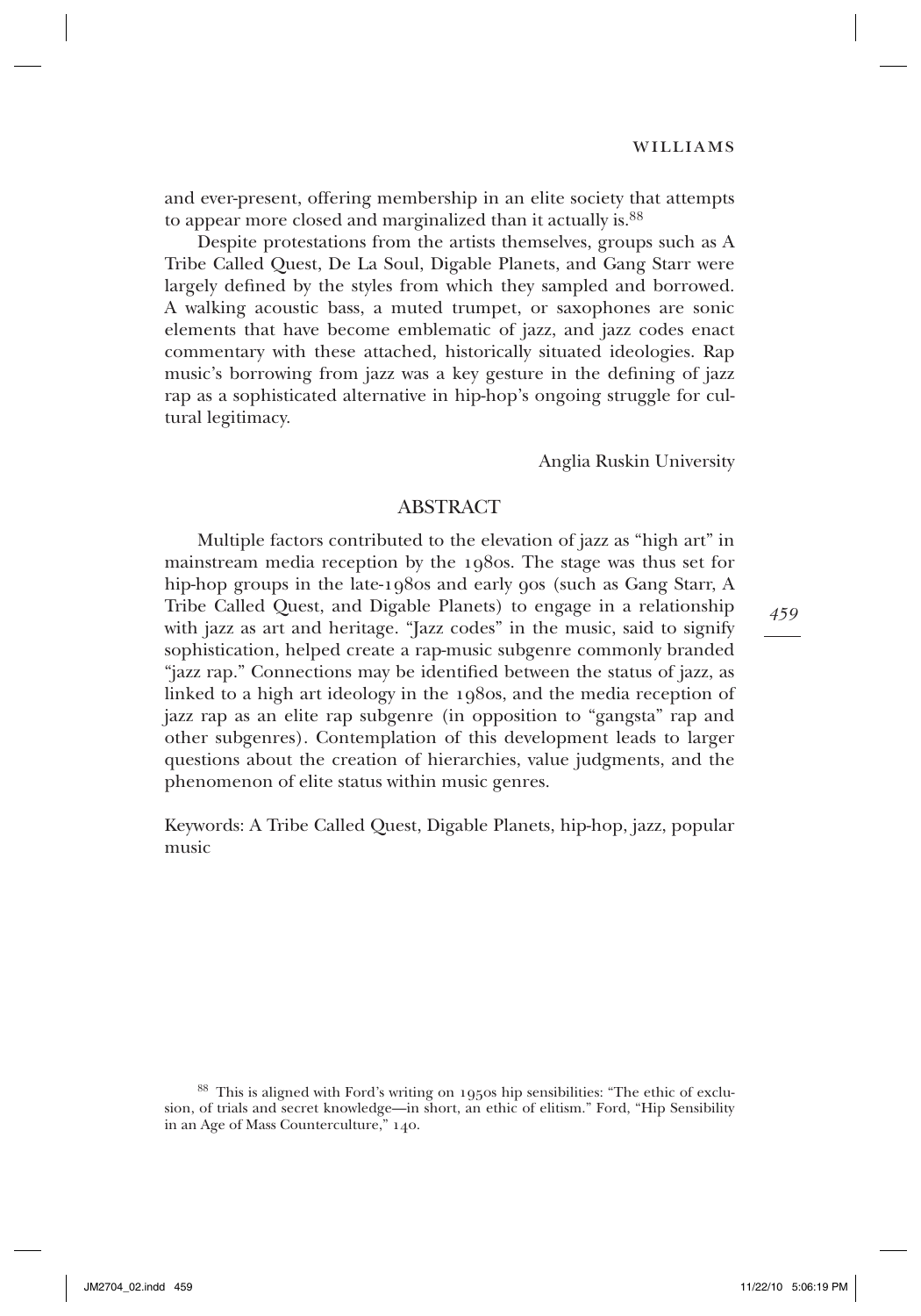and ever-present, offering membership in an elite society that attempts to appear more closed and marginalized than it actually is.[88]

Despite protestations from the artists themselves, groups such as A Tribe Called Quest, De La Soul, Digable Planets, and Gang Starr were largely defined by the styles from which they sampled and borrowed. A walking acoustic bass, a muted trumpet, or saxophones are sonic elements that have become emblematic of jazz, and jazz codes enact commentary with these attached, historically situated ideologies. Rap music's borrowing from jazz was a key gesture in the defining of jazz rap as a sophisticated alternative in hip-hop's ongoing struggle for cultural legitimacy.

Anglia Ruskin University

## ABSTRACT

Multiple factors contributed to the elevation of jazz as "high art" in mainstream media reception by the 1980s. The stage was thus set for hip-hop groups in the late-1980s and early 90s (such as Gang Starr, A Tribe Called Quest, and Digable Planets) to engage in a relationship with jazz as art and heritage. "Jazz codes" in the music, said to signify sophistication, helped create a rap-music subgenre commonly branded "jazz rap." Connections may be identified between the status of jazz, as linked to a high art ideology in the 1980s, and the media reception of jazz rap as an elite rap subgenre (in opposition to "gangsta" rap and other subgenres). Contemplation of this development leads to larger questions about the creation of hierarchies, value judgments, and the phenomenon of elite status within music genres.

Keywords: A Tribe Called Quest, Digable Planets, hip-hop, jazz, popular music

[88] This is aligned with Ford's writing on 1950s hip sensibilities: "The ethic of exclusion, of trials and secret knowledge—in short, an ethic of elitism." Ford, "Hip Sensibility in an Age of Mass Counterculture," 140.